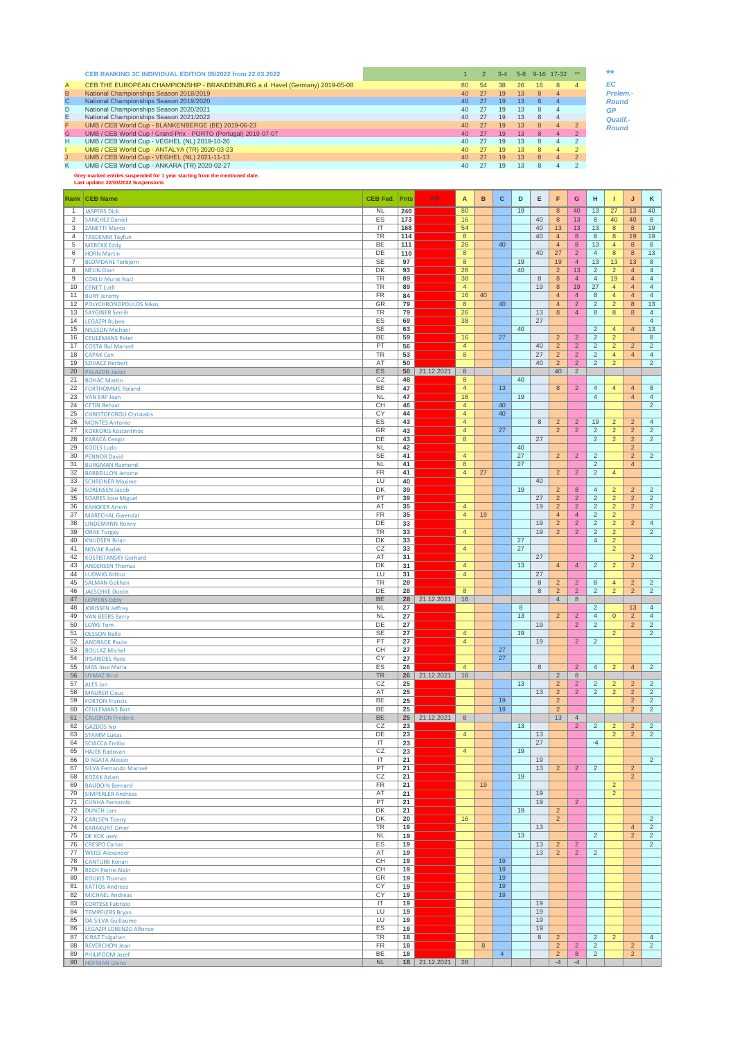**CEB RANKING 3C INDIVIDUAL EDITION 05/2022 from 22.03.2022**

| | Event | 1 | 2 | 3-4 | 5-8 | 9-16 | 17-32 | ** |
|---|---|---|---|---|---|---|---|---|
| A | CEB THE EUROPEAN CHAMPIONSHIP - BRANDENBURG a.d. Havel (Germany) 2019-05-08 | 80 | 54 | 38 | 26 | 16 | 8 | 4 |
| B | National Championships Season 2018/2019 | 40 | 27 | 19 | 13 | 8 | 4 | |
| C | National Championships Season 2019/2020 | 40 | 27 | 19 | 13 | 8 | 4 | |
| D | National Championships Season 2020/2021 | 40 | 27 | 19 | 13 | 8 | 4 | |
| E | National Championships Season 2021/2022 | 40 | 27 | 19 | 13 | 8 | 4 | |
| F | UMB / CEB World Cup - BLANKENBERGE (BE) 2019-06-23 | 40 | 27 | 19 | 13 | 8 | 4 | 2 |
| G | UMB / CEB World Cup / Grand-Prix - PORTO (Portugal) 2019-07-07 | 40 | 27 | 19 | 13 | 8 | 4 | 2 |
| H | UMB / CEB World Cup - VEGHEL (NL) 2019-10-26 | 40 | 27 | 19 | 13 | 8 | 4 | 2 |
| I | UMB / CEB World Cup - ANTALYA (TR) 2020-03-23 | 40 | 27 | 19 | 13 | 8 | 4 | 2 |
| J | UMB / CEB World Cup - VEGHEL (NL) 2021-11-13 | 40 | 27 | 19 | 13 | 8 | 4 | 2 |
| K | UMB / CEB World Cup - ANKARA (TR) 2020-02-27 | 40 | 27 | 19 | 13 | 8 | 4 | 2 |

** EC Prelem.-Round GP Qualif.-Round

Grey marked entries suspended for 1 year starting from the mentioned date.
Last update: 22/03/2022 Suspensions

| Rank | CEB Name | CEB Fed. | Pnts | PP | A | B | C | D | E | F | G | H | I | J | K |
|---|---|---|---|---|---|---|---|---|---|---|---|---|---|---|---|
| 1 | JASPERS Dick | NL | 240 | | 80 | | | 19 | | 8 | 40 | 13 | 27 | 13 | 40 |
| 2 | SANCHEZ Daniel | ES | 173 | | 16 | | | | 40 | 8 | 13 | 8 | 40 | 40 | 8 |
| 3 | ZANETTI Marco | IT | 168 | | 54 | | | | 40 | 13 | 13 | 13 | 8 | 8 | 19 |
| 4 | TASDEMIR Tayfun | TR | 114 | | 8 | | | | 40 | 4 | 8 | 8 | 8 | 19 | 19 |
| 5 | MERCKX Eddy | BE | 111 | | 26 | | 40 | | | 4 | 8 | 13 | 4 | 8 | 8 |
| 6 | HORN Martin | DE | 110 | | 8 | | | | 40 | 27 | 2 | 4 | 8 | 8 | 13 |
| 7 | BLOMDAHL Torbjorn | SE | 97 | | 8 | | | 19 | | 19 | 4 | 13 | 13 | 13 | 8 |
| 8 | NELIN Dion | DK | 93 | | 26 | | | 40 | | 2 | 13 | 2 | 2 | 4 | 4 |
| 9 | COKLU Murat Naci | TR | 89 | | 38 | | | | 8 | 8 | 4 | 4 | 19 | 4 | 4 |
| 10 | CENET Lutfi | TR | 89 | | 4 | | | | 19 | 8 | 19 | 27 | 4 | 4 | 4 |
| 11 | BURY Jeremy | FR | 84 | | 16 | 40 | | | | 4 | 4 | 8 | 4 | 4 | 4 |
| 12 | POLYCHRONOPOULOS Nikos | GR | 79 | | 8 | | 40 | | | 4 | 2 | 2 | 2 | 8 | 13 |
| 13 | SAYGINER Semih | TR | 79 | | 26 | | | | 13 | 8 | 4 | 8 | 8 | 8 | 4 |
| 14 | LEGAZPI Ruben | ES | 69 | | 38 | | | | 27 | | | | | | 4 |
| 15 | NILSSON Michael | SE | 63 | | | | | 40 | | | | 2 | 4 | 4 | 13 |
| 16 | CEULEMANS Peter | BE | 59 | | 16 | | 27 | | | 2 | 2 | 2 | 2 | | 8 |
| 17 | COSTA Rui Manuel | PT | 56 | | 4 | | | | 40 | 2 | 2 | 2 | 2 | 2 | 2 |
| 18 | CAPAK Can | TR | 53 | | 8 | | | | 27 | 2 | 2 | 2 | 4 | 4 | 4 |
| 19 | SZIVACZ Herbert | AT | 50 | | | | | | 40 | 2 | 2 | 2 | 2 | | 2 |
| 20 | PALAZON Javier | ES | 50 | 21.12.2021 | 8 | | | | | 40 | 2 | | | | |
| 21 | BOHAC Martin | CZ | 48 | | 8 | | | 40 | | | | | | | |
| 22 | FORTHOMME Roland | BE | 47 | | 4 | | 13 | | | 8 | 2 | 4 | 4 | 4 | 8 |
| 23 | VAN ERP Jean | NL | 47 | | 16 | | | 19 | | | | 4 | | 4 | 4 |
| 24 | CETIN Behzat | CH | 46 | | 4 | | 40 | | | | | | | | 2 |
| 25 | CHRISTOFOROU Christakis | CY | 44 | | 4 | | 40 | | | | | | | | |
| 26 | MONTES Antonio | ES | 43 | | 4 | | | | 8 | 2 | 2 | 19 | 2 | 2 | 4 |
| 27 | KOKKORIS Kostantinos | GR | 43 | | 4 | | 27 | | | 2 | 2 | 2 | 2 | 2 | 2 |
| 28 | KARACA Cengiz | DE | 43 | | 8 | | | | 27 | | | 2 | 2 | 2 | 2 |
| 29 | KOOLS Ludo | NL | 42 | | | | | 40 | | | | | | 2 | |
| 30 | PENNOR David | SE | 41 | | 4 | | | 27 | | 2 | 2 | 2 | | 2 | 2 |
| 31 | BURGMAN Raimond | NL | 41 | | 8 | | | 27 | | | | 2 | | 4 | |
| 32 | BARBEILLON Jerome | FR | 41 | | 4 | 27 | | | | 2 | 2 | 2 | 4 | | |
| 33 | SCHREINER Maxime | LU | 40 | | | | | | 40 | | | | | | |
| 34 | SORENSEN Jacob | DK | 39 | | | | | 19 | | 2 | 8 | 4 | 2 | 2 | 2 |
| 35 | SOARES Jose Miguel | PT | 39 | | | | | | 27 | 2 | 2 | 2 | 2 | 2 | 2 |
| 36 | KAHOFER Arnim | AT | 35 | | 4 | | | | 19 | 2 | 2 | 2 | 2 | 2 | 2 |
| 37 | MARECHAL Gwendal | FR | 35 | | 4 | 19 | | | | 4 | 4 | 2 | 2 | | |
| 38 | LINDEMANN Ronny | DE | 33 | | | | | | 19 | 2 | 2 | 2 | 2 | 2 | 4 |
| 39 | ORAK Turgay | TR | 33 | | 4 | | | | 19 | 2 | 2 | 2 | 2 | | 2 |
| 40 | KNUDSEN Brian | DK | 33 | | | | | 27 | | | | 4 | 2 | | |
| 41 | NOVAK Radek | CZ | 33 | | 4 | | | 27 | | | | | 2 | | |
| 42 | KOSTISTANSKY Gerhard | AT | 31 | | | | | | 27 | | | | | 2 | 2 |
| 43 | ANDERSEN Thomas | DK | 31 | | 4 | | | 13 | | 4 | 4 | 2 | 2 | 2 | |
| 44 | LUDWIG Arthur | LU | 31 | | 4 | | | | 27 | | | | | | |
| 45 | SALMAN Gokhan | TR | 28 | | | | | | 8 | 2 | 2 | 8 | 4 | 2 | 2 |
| 46 | JAESCHKE Dustin | DE | 28 | | 8 | | | | 8 | 2 | 2 | 2 | 2 | 2 | 2 |
| 47 | LEPPENS Eddy | BE | 28 | 21.12.2021 | 16 | | | | | 4 | 8 | | | | |
| 48 | JORISSEN Jeffrey | NL | 27 | | | | | 8 | | | | 2 | | 13 | 4 |
| 49 | VAN BEERS Barry | NL | 27 | | | | | 13 | | 2 | 2 | 4 | 0 | 2 | 4 |
| 50 | LOWE Tom | DE | 27 | | | | | | 19 | | 2 | 2 | | 2 | 2 |
| 51 | OLSSON Nalle | SE | 27 | | 4 | | | 19 | | | | | 2 | | 2 |
| 52 | ANDRADE Paulo | PT | 27 | | 4 | | | | 19 | | 2 | 2 | | | |
| 53 | BOULAZ Michel | CH | 27 | | | | 27 | | | | | | | | |
| 54 | IPSARIDES Roes | CY | 27 | | | | 27 | | | | | | | | |
| 55 | MAS Jose Maria | ES | 26 | | 4 | | | | 8 | | 2 | 4 | 2 | 4 | 2 |
| 56 | UYMAZ Birol | TR | 26 | 21.12.2021 | 16 | | | | | 2 | 8 | | | | |
| 57 | ALES Jan | CZ | 25 | | | | | 13 | | 2 | 2 | 2 | 2 | 2 | 2 |
| 58 | MAURER Claus | AT | 25 | | | | | | 13 | 2 | 2 | 2 | 2 | 2 | 2 |
| 59 | FORTON Francis | BE | 25 | | | | 19 | | | 2 | | | | 2 | 2 |
| 60 | CEULEMANS Bart | BE | 25 | | | | 19 | | | 2 | | | | 2 | 2 |
| 61 | CAUDRON Frederic | BE | 25 | 21.12.2021 | 8 | | | | | 13 | 4 | | | | |
| 62 | GAZDOS Ivo | CZ | 23 | | | | | 13 | | | 2 | 2 | 2 | 2 | 2 |
| 63 | STAMM Lukas | DE | 23 | | 4 | | | | 13 | | | | 2 | 2 | 2 |
| 64 | SCIACCA Emilio | IT | 23 | | | | | | 27 | | | -4 | | | |
| 65 | HAJEK Radovan | CZ | 23 | | 4 | | | 19 | | | | | | | |
| 66 | D AGATA Alessio | IT | 21 | | | | | | 19 | | | | | | 2 |
| 67 | SILVA Fernando Manuel | PT | 21 | | | | | | 13 | 2 | 2 | 2 | | 2 | |
| 68 | KOZAK Adam | CZ | 21 | | | | | 19 | | | | | | 2 | |
| 69 | BAUDOIN Bernard | FR | 21 | | | 19 | | | | | | | 2 | | |
| 70 | SIMPERLER Andreas | AT | 21 | | | | | | 19 | | | | 2 | | |
| 71 | CUNHA Fernando | PT | 21 | | | | | | 19 | | 2 | | | | |
| 72 | DUNCH Lars | DK | 21 | | | | | 19 | | 2 | | | | | |
| 73 | CARLSEN Tonny | DK | 20 | | 16 | | | | | 2 | | | | | 2 |
| 74 | KARAKURT Omer | TR | 19 | | | | | | 13 | | | | | 4 | 2 |
| 75 | DE KOK Joey | NL | 19 | | | | | 13 | | | | 2 | | 2 | 2 |
| 76 | CRESPO Carlos | ES | 19 | | | | | | 13 | 2 | 2 | | | | 2 |
| 77 | WEISS Alexander | AT | 19 | | | | | | 13 | 2 | 2 | 2 | | | |
| 78 | CANTURK Kenan | CH | 19 | | | | 19 | | | | | | | | |
| 79 | RECH Pierre Alain | CH | 19 | | | | 19 | | | | | | | | |
| 80 | KOUKIS Thomas | GR | 19 | | | | 19 | | | | | | | | |
| 81 | KATTOS Andreas | CY | 19 | | | | 19 | | | | | | | | |
| 82 | MICHAEL Andreas | CY | 19 | | | | 19 | | | | | | | | |
| 83 | CORTESE Fabrizio | IT | 19 | | | | | | 19 | | | | | | |
| 84 | TEMPELERS Bryan | LU | 19 | | | | | | 19 | | | | | | |
| 85 | DA SILVA Guillaume | LU | 19 | | | | | | 19 | | | | | | |
| 86 | LEGAZPI LORENZO Alfonso | ES | 19 | | | | | | 19 | | | | | | |
| 87 | KIRAZ Tolgahan | TR | 18 | | | | | | 8 | 2 | | 2 | 2 | | 4 |
| 88 | REVERCHON Jean | FR | 18 | | | 8 | | | | 2 | 2 | 2 | | 2 | 2 |
| 89 | PHILIPOOM Jozef | BE | 18 | | | | 4 | | | 2 | 8 | 2 | | 2 | |
| 90 | HOFMAN Glenn | NL | 18 | 21.12.2021 | 26 | | | | | -4 | -4 | | | | |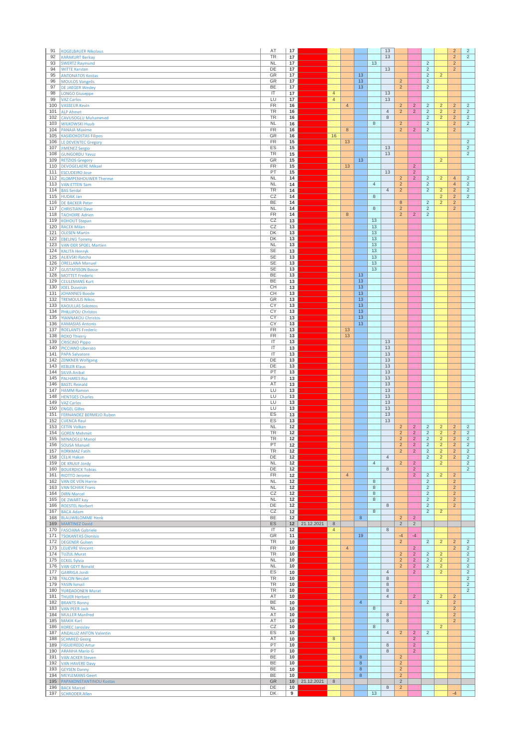| | | | | | | | | | | | | | | | |
|---|---|---|---|---|---|---|---|---|---|---|---|---|---|---|---|
| 91 | KOGELBAUER Nikolaus | AT | 17 | | | | | | 13 | | | | | 2 | 2 |
| 92 | KARAKURT Berkay | TR | 17 | | | | | | 13 | | | | | 2 | 2 |
| 93 | SWERTZ Raymund | NL | 17 | | | | | 13 | | | | 2 | | 2 | |
| 94 | WITTE Karsten | DE | 17 | | | | | | 13 | | | 2 | | 2 | |
| 95 | ANTONATOS Kostas | GR | 17 | | | | 13 | | | | | 2 | 2 | | |
| 96 | MOULOS Vangelis | GR | 17 | | | | 13 | | | 2 | | 2 | | | |
| 97 | DE JAEGER Wesley | BE | 17 | | | | 13 | | | 2 | | 2 | | | |
| 98 | LONGO Giuseppe | IT | 17 | | 4 | | | | 13 | | | | | | |
| 99 | VAZ Carlos | LU | 17 | | 4 | | | | 13 | | | | | | |
| 100 | VASSEUR Kevin | FR | 16 | | | 4 | | | | 2 | 2 | 2 | 2 | 2 | 2 |
| 101 | ALP Ahmet | TR | 16 | | | | | | 4 | 2 | 2 | 2 | 2 | 2 | 2 |
| 102 | CAVUSOGLU Muhammed | TR | 16 | | | | | | 8 | | | 2 | 2 | 2 | 2 |
| 103 | WILKOWSKI Huub | NL | 16 | | | | | 8 | | 2 | | 2 | | 2 | 2 |
| 104 | PANAIA Maxime | FR | 16 | | | 8 | | | | 2 | 2 | 2 | | 2 | |
| 105 | KASIDOKOSTAS Filipos | GR | 16 | | 16 | | | | | | | | | | |
| 106 | LE DEVENTEC Gregory | FR | 15 | | | 13 | | | | | | | | | 2 |
| 107 | JIMENEZ Sergio | ES | 15 | | | | | | 13 | | | | | | 2 |
| 108 | GUNGORDU Yavuz | TR | 15 | | | | | | 13 | | | | | | 2 |
| 109 | RETZIOS Gregory | GR | 15 | | | | 13 | | | | | | 2 | | |
| 110 | DEVOGELAERE Mikael | FR | 15 | | | 13 | | | | | 2 | | | | |
| 111 | ESCUDEIRO Jose | PT | 15 | | | | | | 13 | | 2 | | | | |
| 112 | KLOMPENHOUWER Therese | NL | 14 | | | | | | | 2 | 2 | 2 | 2 | 4 | 2 |
| 113 | VAN ETTEN Sam | NL | 14 | | | | | 4 | | 2 | | 2 | | 4 | 2 |
| 114 | BAS Serdal | TR | 14 | | | | | | 4 | 2 | | 2 | 2 | 2 | 2 |
| 115 | HUDAK Jan | CZ | 14 | | | | | 8 | | | | | 2 | 2 | 2 |
| 116 | DE BACKER Peter | BE | 14 | | | | | | | 8 | | 2 | 2 | 2 | |
| 117 | CHRISTIANI Dave | NL | 14 | | | | | 8 | | 2 | | 2 | | 2 | |
| 118 | TACHOIRE Adrien | FR | 14 | | | 8 | | | | 2 | 2 | 2 | | | |
| 119 | KOHOUT Stepan | CZ | 13 | | | | | 13 | | | | | | | |
| 120 | RACEK Milan | CZ | 13 | | | | | 13 | | | | | | | |
| 121 | OLESEN Martin | DK | 13 | | | | | 13 | | | | | | | |
| 122 | EBELING Tommy | DK | 13 | | | | | 13 | | | | | | | |
| 123 | VAN DER SPOEL Martien | NL | 13 | | | | | 13 | | | | | | | |
| 124 | KALITA Henryk | SE | 13 | | | | | 13 | | | | | | | |
| 125 | ALIEVSKI Ratcha | SE | 13 | | | | | 13 | | | | | | | |
| 126 | ORELLANA Manuel | SE | 13 | | | | | 13 | | | | | | | |
| 127 | GUSTAFSSON Bosse | SE | 13 | | | | | 13 | | | | | | | |
| 128 | MOTTET Frederic | BE | 13 | | | | 13 | | | | | | | | |
| 129 | CEULEMANS Kurt | BE | 13 | | | | 13 | | | | | | | | |
| 130 | JOEL Duvoisin | CH | 13 | | | | 13 | | | | | | | | |
| 131 | JOHANNES Boode | CH | 13 | | | | 13 | | | | | | | | |
| 132 | TREMOULIS Nikos | GR | 13 | | | | 13 | | | | | | | | |
| 133 | KAOULLAS Solomos | CY | 13 | | | | 13 | | | | | | | | |
| 134 | PHILLIPOU Christos | CY | 13 | | | | 13 | | | | | | | | |
| 135 | YIANNAKOU Christos | CY | 13 | | | | 13 | | | | | | | | |
| 136 | KAMASIAS Antonis | CY | 13 | | | | 13 | | | | | | | | |
| 137 | ROELANTS Frederic | FR | 13 | | | 13 | | | | | | | | | |
| 138 | ROXO Thierry | FR | 13 | | | 13 | | | | | | | | | |
| 139 | CRISCINO Pippo | IT | 13 | | | | | | 13 | | | | | | |
| 140 | PICCIANO Liberato | IT | 13 | | | | | | 13 | | | | | | |
| 141 | PAPA Salvatore | IT | 13 | | | | | | 13 | | | | | | |
| 142 | ZENKNER Wolfgang | DE | 13 | | | | | | 13 | | | | | | |
| 143 | KEBLER Klaus | DE | 13 | | | | | | 13 | | | | | | |
| 144 | SILVA Anibal | PT | 13 | | | | | | 13 | | | | | | |
| 145 | PALHARES Rui | PT | 13 | | | | | | 13 | | | | | | |
| 146 | BASTL Reinald | AT | 13 | | | | | | 13 | | | | | | |
| 147 | HAMM Ramon | LU | 13 | | | | | | 13 | | | | | | |
| 148 | HENTGES Charles | LU | 13 | | | | | | 13 | | | | | | |
| 149 | VAZ Carlos | LU | 13 | | | | | | 13 | | | | | | |
| 150 | ENGEL Gilles | LU | 13 | | | | | | 13 | | | | | | |
| 151 | FERNANDEZ BERMEJO Ruben | ES | 13 | | | | | | 13 | | | | | | |
| 152 | CUENCA Raul | ES | 13 | | | | | | 13 | | | | | | |
| 153 | CETIN Volkan | NL | 12 | | | | | | | 2 | 2 | 2 | 2 | 2 | 2 |
| 154 | GOREN Mehmet | TR | 12 | | | | | | | 2 | 2 | 2 | 2 | 2 | 2 |
| 155 | MINAOGLU Manol | TR | 12 | | | | | | | 2 | 2 | 2 | 2 | 2 | 2 |
| 156 | SOUSA Manuel | PT | 12 | | | | | | | 2 | 2 | 2 | 2 | 2 | 2 |
| 157 | KORKMAZ Fatih | TR | 12 | | | | | | | 2 | 2 | 2 | 2 | 2 | 2 |
| 158 | CELIK Hakan | DE | 12 | | | | | | 4 | | | 2 | 2 | 2 | 2 |
| 159 | DE KRUIJF Jordy | NL | 12 | | | | | 4 | | 2 | 2 | | 2 | | 2 |
| 160 | BOUERDICK Tobias | DE | 12 | | | | | | 8 | | 2 | | | | 2 |
| 161 | RIOTTO Jerome | FR | 12 | | | 4 | | | | | 2 | 2 | 2 | 2 | |
| 162 | VAN DE VEN Harrie | NL | 12 | | | | | 8 | | | | 2 | | 2 | |
| 163 | VAN SCHAIK Frans | NL | 12 | | | | | 8 | | | | 2 | | 2 | |
| 164 | DIRN Marcel | CZ | 12 | | | | | 8 | | | | 2 | | 2 | |
| 165 | DE ZWART kay | NL | 12 | | | | | 8 | | | | 2 | | 2 | |
| 166 | ROESTEL Norbert | DE | 12 | | | | | | 8 | | | 2 | | 2 | |
| 167 | BACA Adam | CZ | 12 | | | | | 8 | | | | 2 | 2 | | |
| 168 | BLAUWBLOMME Henk | BE | 12 | | | | 8 | | | 2 | 2 | | | | |
| 169 | MARTINEZ David | ES | 12 | 21.12.2021 | 8 | | | | | 2 | 2 | | | | |
| 170 | FASCIANA Gabriele | IT | 12 | | 4 | | | | 8 | | | | | | |
| 171 | TSOKANTAS Dionisis | GR | 11 | | | | 19 | | | -4 | -4 | | | | |
| 172 | DEGENER Gulsen | TR | 10 | | | | | | | 2 | | 2 | 2 | 2 | 2 |
| 173 | LELIEVRE Vincent | FR | 10 | | | 4 | | | | | 2 | | | 2 | 2 |
| 174 | TUZUL Murat | TR | 10 | | | | | | | 2 | 2 | 2 | 2 | | 2 |
| 175 | ECKEL Sylvia | NL | 10 | | | | | | | 2 | 2 | 2 | 2 | | 2 |
| 176 | VAN GEYT Ronald | NL | 10 | | | | | | | 2 | 2 | 2 | 2 | | 2 |
| 177 | GARRIGA Jordi | ES | 10 | | | | | | 4 | | 2 | | 2 | | 2 |
| 178 | YALCIN Necdet | TR | 10 | | | | | | 8 | | | | | | 2 |
| 179 | YASIN Ismail | TR | 10 | | | | | | 8 | | | | | | 2 |
| 180 | YURDADONEN Murat | TR | 10 | | | | | | 8 | | | | | | 2 |
| 181 | THUER Herbert | AT | 10 | | | | | | 4 | | 2 | | 2 | 2 | |
| 182 | BRANTS Ronny | BE | 10 | | | | 4 | | | 2 | | 2 | | 2 | |
| 183 | VAN PEER Jack | NL | 10 | | | | | 8 | | | | | | 2 | |
| 184 | MULLER Manfred | AT | 10 | | | | | | 8 | | | | | 2 | |
| 185 | MAKIK Karl | AT | 10 | | | | | | 8 | | | | | 2 | |
| 186 | KOREC Jaroslav | CZ | 10 | | | | | 8 | | | | | 2 | | |
| 187 | ANDALUZ ANTON Valentin | ES | 10 | | | | | | 4 | 2 | 2 | 2 | | | |
| 188 | SCHMIED Georg | AT | 10 | | 8 | | | | | | 2 | | | | |
| 189 | FIGUEIREDO Artur | PT | 10 | | | | | | 8 | | 2 | | | | |
| 190 | ARANHA Mario G | PT | 10 | | | | | | 8 | | 2 | | | | |
| 191 | VAN ACKER Steven | BE | 10 | | | | 8 | | | 2 | | | | | |
| 192 | VAN HAVERE Davy | BE | 10 | | | | 8 | | | 2 | | | | | |
| 193 | GEYSEN Danny | BE | 10 | | | | 8 | | | 2 | | | | | |
| 194 | MEYLEMANS Geert | BE | 10 | | | | 8 | | | 2 | | | | | |
| 195 | PAPAKONSTANTINOU Kostas | GR | 10 | 21.12.2021 | 8 | | | | | 2 | | | | | |
| 196 | BACK Marcel | DE | 10 | | | | | | 8 | 2 | | | | | |
| 197 | SCHRODER Allen | DK | 9 | | | | | 13 | | | | | | -4 | |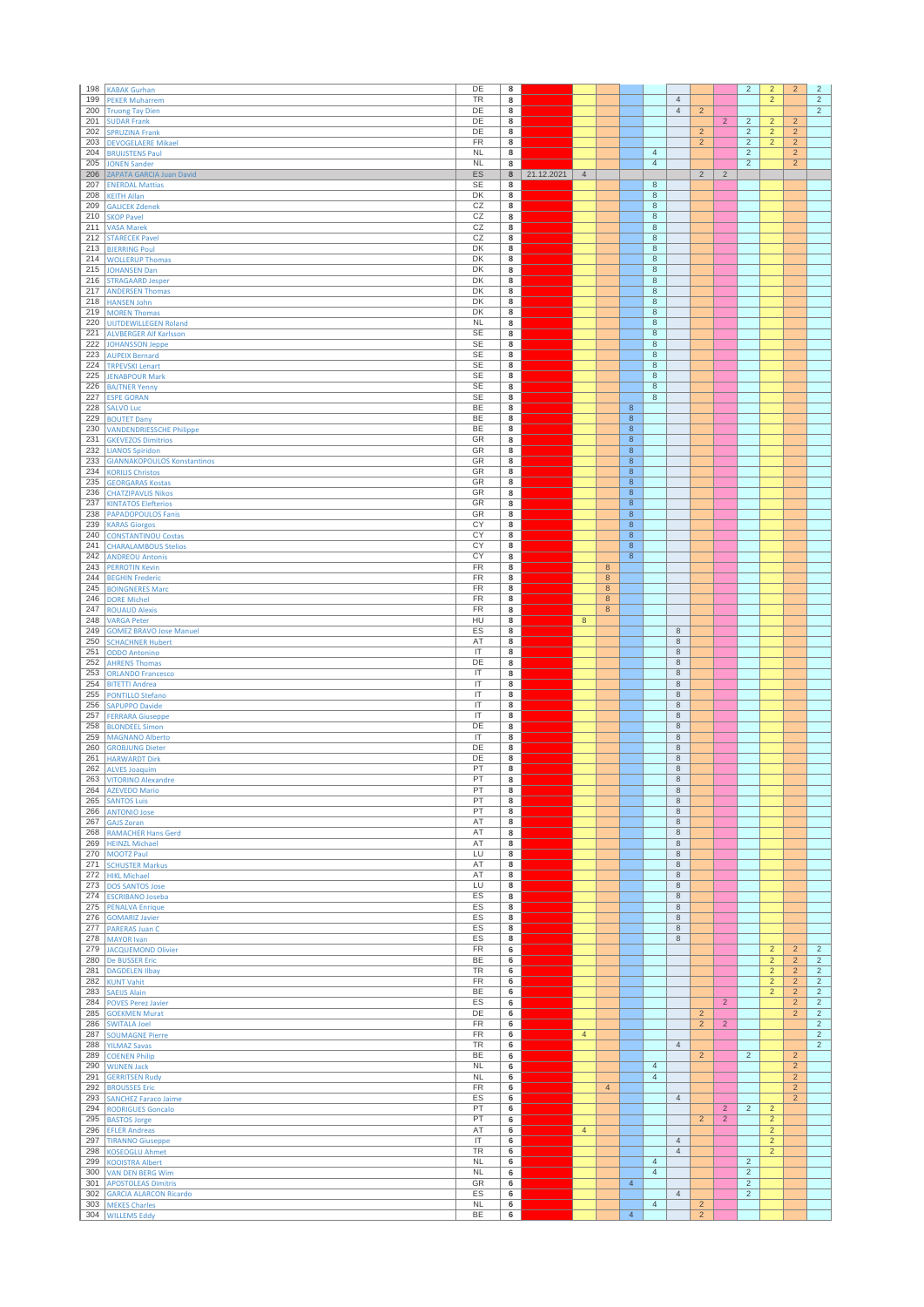| | | | | | | | | | | | | | | | |
|---|---|---|---|---|---|---|---|---|---|---|---|---|---|---|---|
| 198 | KABAK Gurhan | DE | 8 | | | | | | | | | 2 | 2 | 2 | 2 |
| 199 | PEKER Muharrem | TR | 8 | | | | | | 4 | | | | 2 | | 2 |
| 200 | Truong Tay Dien | DE | 8 | | | | | | 4 | 2 | | | | | 2 |
| 201 | SUDAR Frank | DE | 8 | | | | | | | | 2 | 2 | 2 | 2 | |
| 202 | SPRUZINA Frank | DE | 8 | | | | | | | 2 | | 2 | 2 | 2 | |
| 203 | DEVOGELAERE Mikael | FR | 8 | | | | | | | 2 | | 2 | 2 | 2 | |
| 204 | BRUIJSTENS Paul | NL | 8 | | | | | 4 | | | | 2 | | 2 | |
| 205 | JONEN Sander | NL | 8 | | | | | 4 | | | | 2 | | 2 | |
| 206 | ZAPATA GARCIA Juan David | ES | 8 | 21.12.2021 | 4 | | | | | 2 | 2 | | | | |
| 207 | ENERDAL Mattias | SE | 8 | | | | | 8 | | | | | | | |
| 208 | KEITH Allan | DK | 8 | | | | | 8 | | | | | | | |
| 209 | GALICEK Zdenek | CZ | 8 | | | | | 8 | | | | | | | |
| 210 | SKOP Pavel | CZ | 8 | | | | | 8 | | | | | | | |
| 211 | VASA Marek | CZ | 8 | | | | | 8 | | | | | | | |
| 212 | STARECEK Pavel | CZ | 8 | | | | | 8 | | | | | | | |
| 213 | BJERRING Poul | DK | 8 | | | | | 8 | | | | | | | |
| 214 | WOLLERUP Thomas | DK | 8 | | | | | 8 | | | | | | | |
| 215 | JOHANSEN Dan | DK | 8 | | | | | 8 | | | | | | | |
| 216 | STRAGAARD Jesper | DK | 8 | | | | | 8 | | | | | | | |
| 217 | ANDERSEN Thomas | DK | 8 | | | | | 8 | | | | | | | |
| 218 | HANSEN John | DK | 8 | | | | | 8 | | | | | | | |
| 219 | MOREN Thomas | DK | 8 | | | | | 8 | | | | | | | |
| 220 | UIJTDEWILLEGEN Roland | NL | 8 | | | | | 8 | | | | | | | |
| 221 | ALVBERGER Alf Karlsson | SE | 8 | | | | | 8 | | | | | | | |
| 222 | JOHANSSON Jeppe | SE | 8 | | | | | 8 | | | | | | | |
| 223 | AUPEIX Bernard | SE | 8 | | | | | 8 | | | | | | | |
| 224 | TRPEVSKI Lenart | SE | 8 | | | | | 8 | | | | | | | |
| 225 | JENABPOUR Mark | SE | 8 | | | | | 8 | | | | | | | |
| 226 | BAJTNER Yenny | SE | 8 | | | | | 8 | | | | | | | |
| 227 | ESPE GORAN | SE | 8 | | | | | 8 | | | | | | | |
| 228 | SALVO Luc | BE | 8 | | | | 8 | | | | | | | | |
| 229 | BOUTET Dany | BE | 8 | | | | 8 | | | | | | | | |
| 230 | VANDENDRIESSCHE Philippe | BE | 8 | | | | 8 | | | | | | | | |
| 231 | GKEVEZOS Dimitrios | GR | 8 | | | | 8 | | | | | | | | |
| 232 | LIANOS Spiridon | GR | 8 | | | | 8 | | | | | | | | |
| 233 | GIANNAKOPOULOS Konstantinos | GR | 8 | | | | 8 | | | | | | | | |
| 234 | KORILIS Christos | GR | 8 | | | | 8 | | | | | | | | |
| 235 | GEORGARAS Kostas | GR | 8 | | | | 8 | | | | | | | | |
| 236 | CHATZIPAVLIS Nikos | GR | 8 | | | | 8 | | | | | | | | |
| 237 | KINTATOS Elefterios | GR | 8 | | | | 8 | | | | | | | | |
| 238 | PAPADOPOULOS Fanis | GR | 8 | | | | 8 | | | | | | | | |
| 239 | KARAS Giorgos | CY | 8 | | | | 8 | | | | | | | | |
| 240 | CONSTANTINOU Costas | CY | 8 | | | | 8 | | | | | | | | |
| 241 | CHARALAMBOUS Stelios | CY | 8 | | | | 8 | | | | | | | | |
| 242 | ANDREOU Antonis | CY | 8 | | | | 8 | | | | | | | | |
| 243 | PERROTIN Kevin | FR | 8 | | | 8 | | | | | | | | | |
| 244 | BEGHIN Frederic | FR | 8 | | | 8 | | | | | | | | | |
| 245 | BOINGNERES Marc | FR | 8 | | | 8 | | | | | | | | | |
| 246 | DORE Michel | FR | 8 | | | 8 | | | | | | | | | |
| 247 | ROUAUD Alexis | FR | 8 | | | 8 | | | | | | | | | |
| 248 | VARGA Peter | HU | 8 | | 8 | | | | | | | | | | |
| 249 | GOMEZ BRAVO Jose Manuel | ES | 8 | | | | | | 8 | | | | | | |
| 250 | SCHACHNER Hubert | AT | 8 | | | | | | 8 | | | | | | |
| 251 | ODDO Antonino | IT | 8 | | | | | | 8 | | | | | | |
| 252 | AHRENS Thomas | DE | 8 | | | | | | 8 | | | | | | |
| 253 | ORLANDO Francesco | IT | 8 | | | | | | 8 | | | | | | |
| 254 | BITETTI Andrea | IT | 8 | | | | | | 8 | | | | | | |
| 255 | PONTILLO Stefano | IT | 8 | | | | | | 8 | | | | | | |
| 256 | SAPUPPO Davide | IT | 8 | | | | | | 8 | | | | | | |
| 257 | FERRARA Giuseppe | IT | 8 | | | | | | 8 | | | | | | |
| 258 | BLONDEEL Simon | DE | 8 | | | | | | 8 | | | | | | |
| 259 | MAGNANO Alberto | IT | 8 | | | | | | 8 | | | | | | |
| 260 | GROBJUNG Dieter | DE | 8 | | | | | | 8 | | | | | | |
| 261 | HARWARDT Dirk | DE | 8 | | | | | | 8 | | | | | | |
| 262 | ALVES Joaquim | PT | 8 | | | | | | 8 | | | | | | |
| 263 | VITORINO Alexandre | PT | 8 | | | | | | 8 | | | | | | |
| 264 | AZEVEDO Mario | PT | 8 | | | | | | 8 | | | | | | |
| 265 | SANTOS Luis | PT | 8 | | | | | | 8 | | | | | | |
| 266 | ANTONIO Jose | PT | 8 | | | | | | 8 | | | | | | |
| 267 | GAJS Zoran | AT | 8 | | | | | | 8 | | | | | | |
| 268 | RAMACHER Hans Gerd | AT | 8 | | | | | | 8 | | | | | | |
| 269 | HEINZL Michael | AT | 8 | | | | | | 8 | | | | | | |
| 270 | MOOTZ Paul | LU | 8 | | | | | | 8 | | | | | | |
| 271 | SCHUSTER Markus | AT | 8 | | | | | | 8 | | | | | | |
| 272 | HIKL Michael | AT | 8 | | | | | | 8 | | | | | | |
| 273 | DOS SANTOS Jose | LU | 8 | | | | | | 8 | | | | | | |
| 274 | ESCRIBANO Joseba | ES | 8 | | | | | | 8 | | | | | | |
| 275 | PENALVA Enrique | ES | 8 | | | | | | 8 | | | | | | |
| 276 | GOMARIZ Javier | ES | 8 | | | | | | 8 | | | | | | |
| 277 | PARERAS Juan C | ES | 8 | | | | | | 8 | | | | | | |
| 278 | MAYOR Ivan | ES | 8 | | | | | | 8 | | | | | | |
| 279 | JACQUEMOND Olivier | FR | 6 | | | | | | | | | | 2 | 2 | 2 |
| 280 | De BUSSER Eric | BE | 6 | | | | | | | | | | 2 | 2 | 2 |
| 281 | DAGDELEN Ilbay | TR | 6 | | | | | | | | | | 2 | 2 | 2 |
| 282 | KUNT Vahit | FR | 6 | | | | | | | | | | 2 | 2 | 2 |
| 283 | SAEIJS Alain | BE | 6 | | | | | | | | | | 2 | 2 | 2 |
| 284 | POVES Perez Javier | ES | 6 | | | | | | | | 2 | | | 2 | 2 |
| 285 | GOEKMEN Murat | DE | 6 | | | | | | | 2 | | | | 2 | 2 |
| 286 | SWITALA Joel | FR | 6 | | | | | | | 2 | 2 | | | | 2 |
| 287 | SOUMAGNE Pierre | FR | 6 | | 4 | | | | | | | | | | 2 |
| 288 | YILMAZ Savas | TR | 6 | | | | | | 4 | | | | | | 2 |
| 289 | COENEN Philip | BE | 6 | | | | | | | 2 | | 2 | | 2 | |
| 290 | WIJNEN Jack | NL | 6 | | | | | 4 | | | | | | 2 | |
| 291 | GERRITSEN Rudy | NL | 6 | | | | | 4 | | | | | | 2 | |
| 292 | BROUSSES Eric | FR | 6 | | | 4 | | | | | | | | 2 | |
| 293 | SANCHEZ Faraco Jaime | ES | 6 | | | | | | 4 | | | | | 2 | |
| 294 | RODRIGUES Goncalo | PT | 6 | | | | | | | | 2 | 2 | 2 | | |
| 295 | BASTOS Jorge | PT | 6 | | | | | | | 2 | 2 | | 2 | | |
| 296 | EFLER Andreas | AT | 6 | | 4 | | | | | | | | 2 | | |
| 297 | TIRANNO Giuseppe | IT | 6 | | | | | | 4 | | | | 2 | | |
| 298 | KOSEOGLU Ahmet | TR | 6 | | | | | | 4 | | | | 2 | | |
| 299 | KOOISTRA Albert | NL | 6 | | | | | 4 | | | | 2 | | | |
| 300 | VAN DEN BERG Wim | NL | 6 | | | | | 4 | | | | 2 | | | |
| 301 | APOSTOLEAS Dimitris | GR | 6 | | | | 4 | | | | | 2 | | | |
| 302 | GARCIA ALARCON Ricardo | ES | 6 | | | | | | 4 | | | 2 | | | |
| 303 | MEKES Charles | NL | 6 | | | | | 4 | | 2 | | | | | |
| 304 | WILLEMS Eddy | BE | 6 | | | | 4 | | | 2 | | | | | |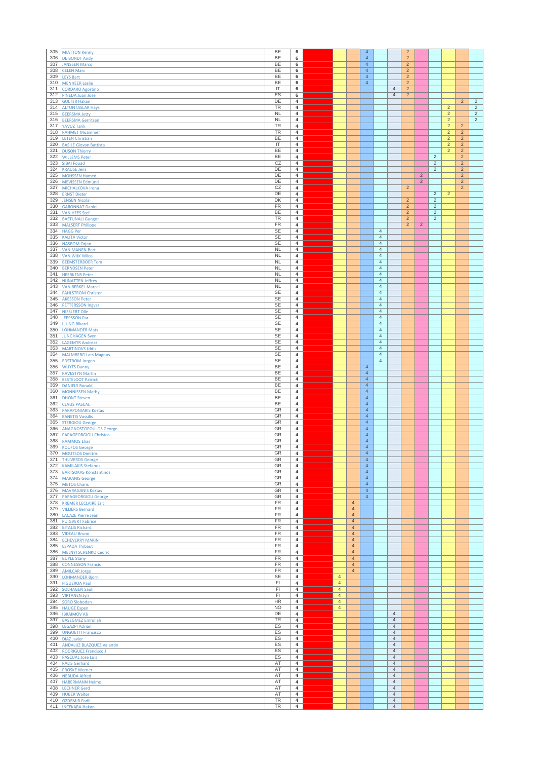| # | Name | Country | Pts | | | | | | | | | | | | |
|---|---|---|---|---|---|---|---|---|---|---|---|---|---|---|---|
| 305 | MIATTON Kenny | BE | 6 | | | | 4 | | | 2 | | | | | |
| 306 | DE BONDT Andy | BE | 6 | | | | 4 | | | 2 | | | | | |
| 307 | JANSSEN Marco | BE | 6 | | | | 4 | | | 2 | | | | | |
| 308 | CELEN Marc | BE | 6 | | | | 4 | | | 2 | | | | | |
| 309 | LEYS Bart | BE | 6 | | | | 4 | | | 2 | | | | | |
| 310 | MENHEER Leslie | BE | 6 | | | | 4 | | | 2 | | | | | |
| 311 | CORDARO Agostino | IT | 6 | | | | | | 4 | 2 | | | | | |
| 312 | PINEDA Juan Jose | ES | 6 | | | | | | 4 | 2 | | | | | |
| 313 | GULTER Hakan | DE | 4 | | | | | | | | | | | 2 | 2 |
| 314 | ALTUNTASLAR Hayri | TR | 4 | | | | | | | | | | 2 | | 2 |
| 315 | BEERSMA Jetty | NL | 4 | | | | | | | | | | 2 | | 2 |
| 316 | BEERSMA Gerritsen | NL | 4 | | | | | | | | | | 2 | | 2 |
| 317 | YAVUZ Tarik | TR | 4 | | | | | | | | | | 2 | 2 | |
| 318 | RAHMET Muammer | TR | 4 | | | | | | | | | | 2 | 2 | |
| 319 | LETEN Christian | BE | 4 | | | | | | | | | | 2 | 2 | |
| 320 | BASILE Giovan Battista | IT | 4 | | | | | | | | | | 2 | 2 | |
| 321 | DUSON Thierry | BE | 4 | | | | | | | | | | 2 | 2 | |
| 322 | WILLEMS Peter | BE | 4 | | | | | | | | | 2 | | 2 | |
| 323 | SIBAI Fouad | CZ | 4 | | | | | | | | | 2 | | 2 | |
| 324 | KRAUSE Jens | DE | 4 | | | | | | | | | 2 | | 2 | |
| 325 | MOHSSEN Hamed | DE | 4 | | | | | | | | 2 | | | 2 | |
| 326 | MEVISSEN Edmund | DE | 4 | | | | | | | | 2 | | | 2 | |
| 327 | MICHALKOVA Irena | CZ | 4 | | | | | | | 2 | | | | 2 | |
| 328 | ERNST Dieter | DE | 4 | | | | | | | | | 2 | 2 | | |
| 329 | JENSEN Nicolai | DK | 4 | | | | | | | 2 | | 2 | | | |
| 330 | GARONNAT Daniel | FR | 4 | | | | | | | 2 | | 2 | | | |
| 331 | VAN HEES Stef | BE | 4 | | | | | | | 2 | | 2 | | | |
| 332 | BASTUNALI Gungor | TR | 4 | | | | | | | 2 | | 2 | | | |
| 333 | MALSERT Philippe | FR | 4 | | | | | | | 2 | 2 | | | | |
| 334 | HAGG Per | SE | 4 | | | | | 4 | | | | | | | |
| 335 | KALITA Victor | SE | 4 | | | | | 4 | | | | | | | |
| 336 | NASBOM Orjan | SE | 4 | | | | | 4 | | | | | | | |
| 337 | VAN MANEN Bert | NL | 4 | | | | | 4 | | | | | | | |
| 338 | VAN WIJK Wilco | NL | 4 | | | | | 4 | | | | | | | |
| 339 | BEEMSTERBOER Tom | NL | 4 | | | | | 4 | | | | | | | |
| 340 | BERNDSEN Peter | NL | 4 | | | | | 4 | | | | | | | |
| 341 | HEERKENS Peter | NL | 4 | | | | | 4 | | | | | | | |
| 342 | NIJNATTEN Jeffrey | NL | 4 | | | | | 4 | | | | | | | |
| 343 | VAN BERKEL Marcel | NL | 4 | | | | | 4 | | | | | | | |
| 344 | FAHLSTROM Christer | SE | 4 | | | | | 4 | | | | | | | |
| 345 | AKESSON Peter | SE | 4 | | | | | 4 | | | | | | | |
| 346 | PETTERSSON Ingvar | SE | 4 | | | | | 4 | | | | | | | |
| 347 | NISSLERT Olle | SE | 4 | | | | | 4 | | | | | | | |
| 348 | JEPPSSON Par | SE | 4 | | | | | 4 | | | | | | | |
| 349 | LJUNG Rikard | SE | 4 | | | | | 4 | | | | | | | |
| 350 | LOHMANDER Mats | SE | 4 | | | | | 4 | | | | | | | |
| 351 | JUNGHAGEN Sven | SE | 4 | | | | | 4 | | | | | | | |
| 352 | LAGEMYR Andreas | SE | 4 | | | | | 4 | | | | | | | |
| 353 | MARTINOVS Uldis | SE | 4 | | | | | 4 | | | | | | | |
| 354 | MALMBERG Lars Magnus | SE | 4 | | | | | 4 | | | | | | | |
| 355 | EDSTROM Jorgen | SE | 4 | | | | | 4 | | | | | | | |
| 356 | WUYTS Danny | BE | 4 | | | | 4 | | | | | | | | |
| 357 | RAVESTYN Martin | BE | 4 | | | | 4 | | | | | | | | |
| 358 | KESTELOOT Patrick | BE | 4 | | | | 4 | | | | | | | | |
| 359 | DANIELS Ronald | BE | 4 | | | | 4 | | | | | | | | |
| 360 | MONNISSEN Mathy | BE | 4 | | | | 4 | | | | | | | | |
| 361 | DHONT Steven | BE | 4 | | | | 4 | | | | | | | | |
| 362 | CLAUS PASCAL | BE | 4 | | | | 4 | | | | | | | | |
| 363 | PARAPONIARIS Kostas | GR | 4 | | | | 4 | | | | | | | | |
| 364 | KANETIS Vassilis | GR | 4 | | | | 4 | | | | | | | | |
| 365 | STERGIOU George | GR | 4 | | | | 4 | | | | | | | | |
| 366 | ANAGNOSTOPOULOS George | GR | 4 | | | | 4 | | | | | | | | |
| 367 | PAPAGEORGIOU Christos | GR | 4 | | | | 4 | | | | | | | | |
| 368 | RAMMOS Elias | GR | 4 | | | | 4 | | | | | | | | |
| 369 | KOUFOS George | GR | 4 | | | | 4 | | | | | | | | |
| 370 | MOUTSOS Dimitris | GR | 4 | | | | 4 | | | | | | | | |
| 371 | THLIVEROS George | GR | 4 | | | | 4 | | | | | | | | |
| 372 | KAMILAKIS Stefanos | GR | 4 | | | | 4 | | | | | | | | |
| 373 | BARTSOKAS Konstantinos | GR | 4 | | | | 4 | | | | | | | | |
| 374 | MARANIS George | GR | 4 | | | | 4 | | | | | | | | |
| 375 | METOS Charis | GR | 4 | | | | 4 | | | | | | | | |
| 376 | MAVRAGANIS Kostas | GR | 4 | | | | 4 | | | | | | | | |
| 377 | PAPAGEORGIOU George | GR | 4 | | | | 4 | | | | | | | | |
| 378 | KREMER LECLAIRE Eric | FR | 4 | | | 4 | | | | | | | | | |
| 379 | VILLIERS Bernard | FR | 4 | | | 4 | | | | | | | | | |
| 380 | LACAZE Pierre Jean | FR | 4 | | | 4 | | | | | | | | | |
| 381 | PUIGVERT Fabrice | FR | 4 | | | 4 | | | | | | | | | |
| 382 | BITALIS Richard | FR | 4 | | | 4 | | | | | | | | | |
| 383 | VIDEAU Bruno | FR | 4 | | | 4 | | | | | | | | | |
| 384 | ECHEVERRY MARIN | FR | 4 | | | 4 | | | | | | | | | |
| 385 | ESPADA Thibaut | FR | 4 | | | 4 | | | | | | | | | |
| 386 | MELNYTSCHENKO Cedric | FR | 4 | | | 4 | | | | | | | | | |
| 387 | BUYLE Stany | FR | 4 | | | 4 | | | | | | | | | |
| 388 | CONNESSON Francis | FR | 4 | | | 4 | | | | | | | | | |
| 389 | AMILCAR Jorge | FR | 4 | | | 4 | | | | | | | | | |
| 390 | LOHMANDER Bjorn | SE | 4 | | 4 | | | | | | | | | | |
| 391 | FIGUEROA Paul | FI | 4 | | 4 | | | | | | | | | | |
| 392 | SOLHAGEN Sauli | FI | 4 | | 4 | | | | | | | | | | |
| 393 | VIRTANEN Jyri | FI | 4 | | 4 | | | | | | | | | | |
| 394 | SORO Slobodan | HR | 4 | | 4 | | | | | | | | | | |
| 395 | HAUGE Espen | NO | 4 | | 4 | | | | | | | | | | |
| 396 | IBRAIMOV Ali | DE | 4 | | | | | | 4 | | | | | | |
| 397 | BASEGMEZ Emrullah | TR | 4 | | | | | | 4 | | | | | | |
| 398 | LEGAZPI Adrian | ES | 4 | | | | | | 4 | | | | | | |
| 399 | UNGUETTI Francisco | ES | 4 | | | | | | 4 | | | | | | |
| 400 | DIAZ Javier | ES | 4 | | | | | | 4 | | | | | | |
| 401 | ANDALUZ BLAZQUEZ Valentin | ES | 4 | | | | | | 4 | | | | | | |
| 402 | RODRIGUEZ Francisco J | ES | 4 | | | | | | 4 | | | | | | |
| 403 | PASCUAL Jose Luis | ES | 4 | | | | | | 4 | | | | | | |
| 404 | RALIS Gerhard | AT | 4 | | | | | | 4 | | | | | | |
| 405 | PROSKE Werner | AT | 4 | | | | | | 4 | | | | | | |
| 406 | NEBUDA Alfred | AT | 4 | | | | | | 4 | | | | | | |
| 407 | HABERMANN Heimo | AT | 4 | | | | | | 4 | | | | | | |
| 408 | LECHNER Gerd | AT | 4 | | | | | | 4 | | | | | | |
| 409 | HUBER Walter | AT | 4 | | | | | | 4 | | | | | | |
| 410 | OZDEMIR Fadil | TR | 4 | | | | | | 4 | | | | | | |
| 411 | INCEKARA Hakan | TR | 4 | | | | | | 4 | | | | | | |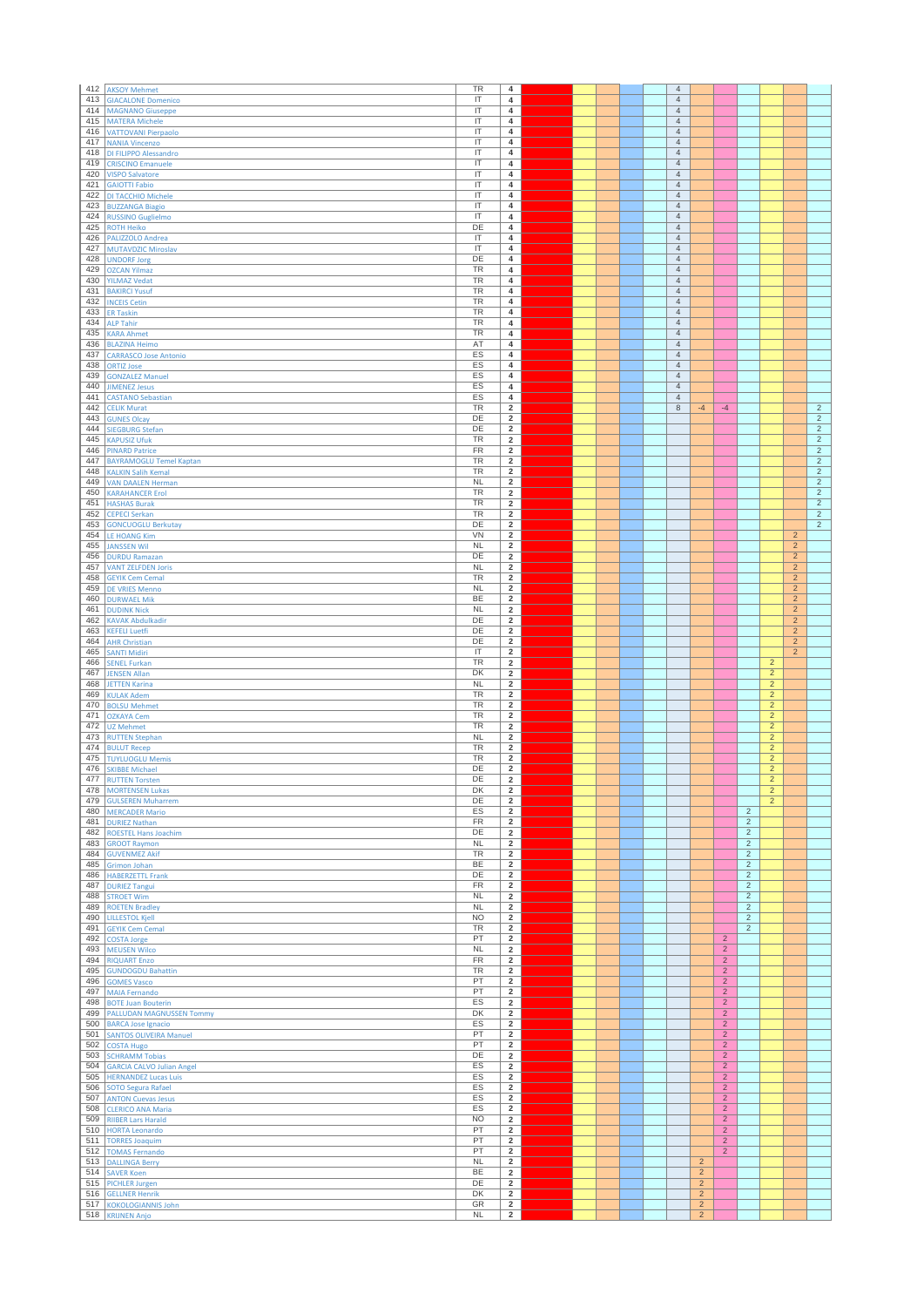| | | | | | | | | | | | | | | | |
|---|---|---|---|---|---|---|---|---|---|---|---|---|---|---|---|
| 412 | AKSOY Mehmet | TR | 4 | | | | | | 4 | | | | | | |
| 413 | GIACALONE Domenico | IT | 4 | | | | | | 4 | | | | | | |
| 414 | MAGNANO Giuseppe | IT | 4 | | | | | | 4 | | | | | | |
| 415 | MATERA Michele | IT | 4 | | | | | | 4 | | | | | | |
| 416 | VATTOVANI Pierpaolo | IT | 4 | | | | | | 4 | | | | | | |
| 417 | NANIA Vincenzo | IT | 4 | | | | | | 4 | | | | | | |
| 418 | DI FILIPPO Alessandro | IT | 4 | | | | | | 4 | | | | | | |
| 419 | CRISCINO Emanuele | IT | 4 | | | | | | 4 | | | | | | |
| 420 | VISPO Salvatore | IT | 4 | | | | | | 4 | | | | | | |
| 421 | GAIOTTI Fabio | IT | 4 | | | | | | 4 | | | | | | |
| 422 | DI TACCHIO Michele | IT | 4 | | | | | | 4 | | | | | | |
| 423 | BUZZANGA Biagio | IT | 4 | | | | | | 4 | | | | | | |
| 424 | RUSSINO Guglielmo | IT | 4 | | | | | | 4 | | | | | | |
| 425 | ROTH Heiko | DE | 4 | | | | | | 4 | | | | | | |
| 426 | PALIZZOLO Andrea | IT | 4 | | | | | | 4 | | | | | | |
| 427 | MUTAVDZIC Miroslav | IT | 4 | | | | | | 4 | | | | | | |
| 428 | UNDORF Jorg | DE | 4 | | | | | | 4 | | | | | | |
| 429 | OZCAN Yilmaz | TR | 4 | | | | | | 4 | | | | | | |
| 430 | YILMAZ Vedat | TR | 4 | | | | | | 4 | | | | | | |
| 431 | BAKIRCI Yusuf | TR | 4 | | | | | | 4 | | | | | | |
| 432 | INCEIS Cetin | TR | 4 | | | | | | 4 | | | | | | |
| 433 | ER Taskin | TR | 4 | | | | | | 4 | | | | | | |
| 434 | ALP Tahir | TR | 4 | | | | | | 4 | | | | | | |
| 435 | KARA Ahmet | TR | 4 | | | | | | 4 | | | | | | |
| 436 | BLAZINA Heimo | AT | 4 | | | | | | 4 | | | | | | |
| 437 | CARRASCO Jose Antonio | ES | 4 | | | | | | 4 | | | | | | |
| 438 | ORTIZ Jose | ES | 4 | | | | | | 4 | | | | | | |
| 439 | GONZALEZ Manuel | ES | 4 | | | | | | 4 | | | | | | |
| 440 | JIMENEZ Jesus | ES | 4 | | | | | | 4 | | | | | | |
| 441 | CASTANO Sebastian | ES | 4 | | | | | | 4 | | | | | | |
| 442 | CELIK Murat | TR | 2 | | | | | | 8 | -4 | -4 | | | | 2 |
| 443 | GUNES Olcay | DE | 2 | | | | | | | | | | | | 2 |
| 444 | SIEGBURG Stefan | DE | 2 | | | | | | | | | | | | 2 |
| 445 | KAPUSIZ Ufuk | TR | 2 | | | | | | | | | | | | 2 |
| 446 | PINARD Patrice | FR | 2 | | | | | | | | | | | | 2 |
| 447 | BAYRAMOGLU Temel Kaptan | TR | 2 | | | | | | | | | | | | 2 |
| 448 | KALKIN Salih Kemal | TR | 2 | | | | | | | | | | | | 2 |
| 449 | VAN DAALEN Herman | NL | 2 | | | | | | | | | | | | 2 |
| 450 | KARAHANCER Erol | TR | 2 | | | | | | | | | | | | 2 |
| 451 | HASHAS Burak | TR | 2 | | | | | | | | | | | | 2 |
| 452 | CEPECI Serkan | TR | 2 | | | | | | | | | | | | 2 |
| 453 | GONCUOGLU Berkutay | DE | 2 | | | | | | | | | | | | 2 |
| 454 | LE HOANG Kim | VN | 2 | | | | | | | | | | | 2 | |
| 455 | JANSSEN Wil | NL | 2 | | | | | | | | | | | 2 | |
| 456 | DURDU Ramazan | DE | 2 | | | | | | | | | | | 2 | |
| 457 | VANT ZELFDEN Joris | NL | 2 | | | | | | | | | | | 2 | |
| 458 | GEYIK Cem Cemal | TR | 2 | | | | | | | | | | | 2 | |
| 459 | DE VRIES Menno | NL | 2 | | | | | | | | | | | 2 | |
| 460 | DURWAEL Mik | BE | 2 | | | | | | | | | | | 2 | |
| 461 | DUDINK Nick | NL | 2 | | | | | | | | | | | 2 | |
| 462 | KAVAK Abdulkadir | DE | 2 | | | | | | | | | | | 2 | |
| 463 | KEFELI Luetfi | DE | 2 | | | | | | | | | | | 2 | |
| 464 | AHR Christian | DE | 2 | | | | | | | | | | | 2 | |
| 465 | SANTI Midiri | IT | 2 | | | | | | | | | | | 2 | |
| 466 | SENEL Furkan | TR | 2 | | | | | | | | | | 2 | | |
| 467 | JENSEN Allan | DK | 2 | | | | | | | | | | 2 | | |
| 468 | JETTEN Karina | NL | 2 | | | | | | | | | | 2 | | |
| 469 | KULAK Adem | TR | 2 | | | | | | | | | | 2 | | |
| 470 | BOLSU Mehmet | TR | 2 | | | | | | | | | | 2 | | |
| 471 | OZKAYA Cem | TR | 2 | | | | | | | | | | 2 | | |
| 472 | UZ Mehmet | TR | 2 | | | | | | | | | | 2 | | |
| 473 | RUTTEN Stephan | NL | 2 | | | | | | | | | | 2 | | |
| 474 | BULUT Recep | TR | 2 | | | | | | | | | | 2 | | |
| 475 | TUYLUOGLU Memis | TR | 2 | | | | | | | | | | 2 | | |
| 476 | SKIBBE Michael | DE | 2 | | | | | | | | | | 2 | | |
| 477 | RUTTEN Torsten | DE | 2 | | | | | | | | | | 2 | | |
| 478 | MORTENSEN Lukas | DK | 2 | | | | | | | | | | 2 | | |
| 479 | GULSEREN Muharrem | DE | 2 | | | | | | | | | | 2 | | |
| 480 | MERCADER Mario | ES | 2 | | | | | | | | | 2 | | | |
| 481 | DURIEZ Nathan | FR | 2 | | | | | | | | | 2 | | | |
| 482 | ROESTEL Hans Joachim | DE | 2 | | | | | | | | | 2 | | | |
| 483 | GROOT Raymon | NL | 2 | | | | | | | | | 2 | | | |
| 484 | GUVENMEZ Akif | TR | 2 | | | | | | | | | 2 | | | |
| 485 | Grimon Johan | BE | 2 | | | | | | | | | 2 | | | |
| 486 | HABERZETTL Frank | DE | 2 | | | | | | | | | 2 | | | |
| 487 | DURIEZ Tangui | FR | 2 | | | | | | | | | 2 | | | |
| 488 | STROET Wim | NL | 2 | | | | | | | | | 2 | | | |
| 489 | ROETEN Bradley | NL | 2 | | | | | | | | | 2 | | | |
| 490 | LILLESTOL Kjell | NO | 2 | | | | | | | | | 2 | | | |
| 491 | GEYIK Cem Cemal | TR | 2 | | | | | | | | | 2 | | | |
| 492 | COSTA Jorge | PT | 2 | | | | | | | | 2 | | | | |
| 493 | MEUSEN Wilco | NL | 2 | | | | | | | | 2 | | | | |
| 494 | RIQUART Enzo | FR | 2 | | | | | | | | 2 | | | | |
| 495 | GUNDOGDU Bahattin | TR | 2 | | | | | | | | 2 | | | | |
| 496 | GOMES Vasco | PT | 2 | | | | | | | | 2 | | | | |
| 497 | MAIA Fernando | PT | 2 | | | | | | | | 2 | | | | |
| 498 | BOTE Juan Bouterin | ES | 2 | | | | | | | | 2 | | | | |
| 499 | PALLUDAN MAGNUSSEN Tommy | DK | 2 | | | | | | | | 2 | | | | |
| 500 | BARCA Jose Ignacio | ES | 2 | | | | | | | | 2 | | | | |
| 501 | SANTOS OLIVEIRA Manuel | PT | 2 | | | | | | | | 2 | | | | |
| 502 | COSTA Hugo | PT | 2 | | | | | | | | 2 | | | | |
| 503 | SCHRAMM Tobias | DE | 2 | | | | | | | | 2 | | | | |
| 504 | GARCIA CALVO Julian Angel | ES | 2 | | | | | | | | 2 | | | | |
| 505 | HERNANDEZ Lucas Luis | ES | 2 | | | | | | | | 2 | | | | |
| 506 | SOTO Segura Rafael | ES | 2 | | | | | | | | 2 | | | | |
| 507 | ANTON Cuevas Jesus | ES | 2 | | | | | | | | 2 | | | | |
| 508 | CLERICO ANA Maria | ES | 2 | | | | | | | | 2 | | | | |
| 509 | RIIBER Lars Harald | NO | 2 | | | | | | | | 2 | | | | |
| 510 | HORTA Leonardo | PT | 2 | | | | | | | | 2 | | | | |
| 511 | TORRES Joaquim | PT | 2 | | | | | | | | 2 | | | | |
| 512 | TOMAS Fernando | PT | 2 | | | | | | | | 2 | | | | |
| 513 | DALLINGA Berry | NL | 2 | | | | | | | 2 | | | | | |
| 514 | SAVER Koen | BE | 2 | | | | | | | 2 | | | | | |
| 515 | PICHLER Jurgen | DE | 2 | | | | | | | 2 | | | | | |
| 516 | GELLNER Henrik | DK | 2 | | | | | | | 2 | | | | | |
| 517 | KOKOLOGIANNIS John | GR | 2 | | | | | | | 2 | | | | | |
| 518 | KRIJNEN Anjo | NL | 2 | | | | | | | 2 | | | | | |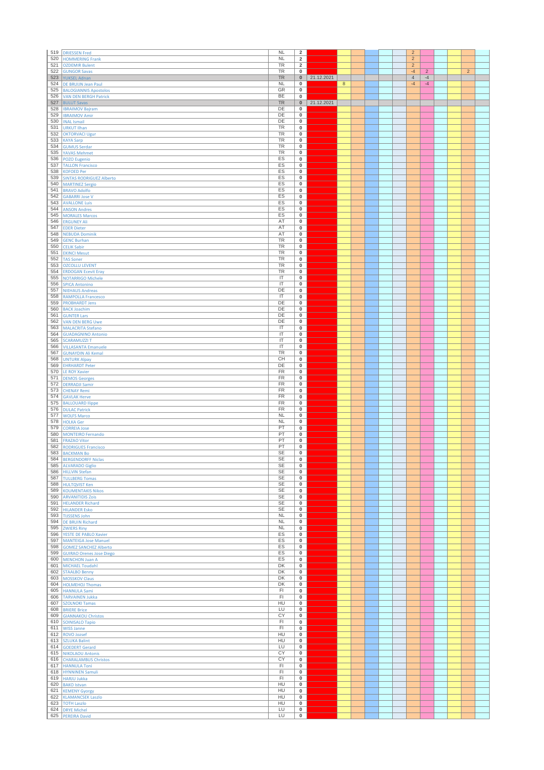| | | | | | | | | | | | | | | | |
|---|---|---|---|---|---|---|---|---|---|---|---|---|---|---|---|
| 519 | DRIESSEN Fred | NL | 2 | | | | | | | 2 | | | | | |
| 520 | HOMMERING Frank | NL | 2 | | | | | | | 2 | | | | | |
| 521 | OZDEMIR Bulent | TR | 2 | | | | | | | 2 | | | | | |
| 522 | GUNGOR Savas | TR | 0 | | | | | | | -4 | 2 | | | 2 | |
| 523 | YUKSEL Adnan | TR | 0 | 21.12.2021 | | | | | | 4 | -4 | | | | |
| 524 | DE BRUIJN Jean Paul | NL | 0 | | 8 | | | | | -4 | -4 | | | | |
| 525 | BALOGIANNIS Apostolos | GR | 0 | | | | | | | | | | | | |
| 526 | VAN DEN BERGH Patrick | BE | 0 | | | | | | | | | | | | |
| 527 | BULUT Savas | TR | 0 | 21.12.2021 | | | | | | | | | | | |
| 528 | IBRAIMOV Bajram | DE | 0 | | | | | | | | | | | | |
| 529 | IBRAIMOV Amir | DE | 0 | | | | | | | | | | | | |
| 530 | INAL Ismail | DE | 0 | | | | | | | | | | | | |
| 531 | URKUT Ilhan | TR | 0 | | | | | | | | | | | | |
| 532 | OKTORVACI Ugur | TR | 0 | | | | | | | | | | | | |
| 533 | KAYA Sarp | TR | 0 | | | | | | | | | | | | |
| 534 | GUMUS Serdar | TR | 0 | | | | | | | | | | | | |
| 535 | YAVAS Mehmet | TR | 0 | | | | | | | | | | | | |
| 536 | POZO Eugenio | ES | 0 | | | | | | | | | | | | |
| 537 | TALLON Francisco | ES | 0 | | | | | | | | | | | | |
| 538 | KOFOED Per | ES | 0 | | | | | | | | | | | | |
| 539 | SINTAS RODRIGUEZ Alberto | ES | 0 | | | | | | | | | | | | |
| 540 | MARTINEZ Sergio | ES | 0 | | | | | | | | | | | | |
| 541 | BRAVO Adolfo | ES | 0 | | | | | | | | | | | | |
| 542 | GABARRI Jose V | ES | 0 | | | | | | | | | | | | |
| 543 | AVALLONE Luis | ES | 0 | | | | | | | | | | | | |
| 544 | ANSON Andres | ES | 0 | | | | | | | | | | | | |
| 545 | MORALES Marcos | ES | 0 | | | | | | | | | | | | |
| 546 | ERGUNEY Ali | AT | 0 | | | | | | | | | | | | |
| 547 | EDER Dieter | AT | 0 | | | | | | | | | | | | |
| 548 | NEBUDA Dominik | AT | 0 | | | | | | | | | | | | |
| 549 | GENC Burhan | TR | 0 | | | | | | | | | | | | |
| 550 | CELIK Sabir | TR | 0 | | | | | | | | | | | | |
| 551 | EKINCI Mesut | TR | 0 | | | | | | | | | | | | |
| 552 | TAS Soner | TR | 0 | | | | | | | | | | | | |
| 553 | OZCOLLU LEVENT | TR | 0 | | | | | | | | | | | | |
| 554 | ERDOGAN Ecevit Eray | TR | 0 | | | | | | | | | | | | |
| 555 | NOTARRIGO Michele | IT | 0 | | | | | | | | | | | | |
| 556 | SPICA Antonino | IT | 0 | | | | | | | | | | | | |
| 557 | NIEHAUS Andreas | DE | 0 | | | | | | | | | | | | |
| 558 | RAMPOLLA Francesco | IT | 0 | | | | | | | | | | | | |
| 559 | PROBHARDT Jens | DE | 0 | | | | | | | | | | | | |
| 560 | BACK Joachim | DE | 0 | | | | | | | | | | | | |
| 561 | GUNTER Lars | DE | 0 | | | | | | | | | | | | |
| 562 | VAN DEN BERG Uwe | DE | 0 | | | | | | | | | | | | |
| 563 | MALACRITA Stefano | IT | 0 | | | | | | | | | | | | |
| 564 | GUADAGNINO Antonio | IT | 0 | | | | | | | | | | | | |
| 565 | SCARAMUZZI T | IT | 0 | | | | | | | | | | | | |
| 566 | VILLASANTA Emanuele | IT | 0 | | | | | | | | | | | | |
| 567 | GUNAYDIN Ali Kemal | TR | 0 | | | | | | | | | | | | |
| 568 | UNTURK Alpay | CH | 0 | | | | | | | | | | | | |
| 569 | EHRHARDT Peter | DE | 0 | | | | | | | | | | | | |
| 570 | LE ROY Xavier | FR | 0 | | | | | | | | | | | | |
| 571 | DEMOS Georges | FR | 0 | | | | | | | | | | | | |
| 572 | DERRADJI Samir | FR | 0 | | | | | | | | | | | | |
| 573 | CHENAY Remi | FR | 0 | | | | | | | | | | | | |
| 574 | GAVLAK Herve | FR | 0 | | | | | | | | | | | | |
| 575 | BALLOUARD Ilippe | FR | 0 | | | | | | | | | | | | |
| 576 | DULAC Patrick | FR | 0 | | | | | | | | | | | | |
| 577 | WOLFS Marco | NL | 0 | | | | | | | | | | | | |
| 578 | HOLKA Ger | NL | 0 | | | | | | | | | | | | |
| 579 | CORREIA Jose | PT | 0 | | | | | | | | | | | | |
| 580 | MONTEIRO Fernando | PT | 0 | | | | | | | | | | | | |
| 581 | FRAZAO Vitor | PT | 0 | | | | | | | | | | | | |
| 582 | RODRIGUES Francisco | PT | 0 | | | | | | | | | | | | |
| 583 | BACKMAN Bo | SE | 0 | | | | | | | | | | | | |
| 584 | BERGENDORFF Niclas | SE | 0 | | | | | | | | | | | | |
| 585 | ALVARADO Giglio | SE | 0 | | | | | | | | | | | | |
| 586 | HILLVIN Stefan | SE | 0 | | | | | | | | | | | | |
| 587 | TULLBERG Tomas | SE | 0 | | | | | | | | | | | | |
| 588 | HULTQVIST Ken | SE | 0 | | | | | | | | | | | | |
| 589 | KOUMENTAKIS Nikos | SE | 0 | | | | | | | | | | | | |
| 590 | ARVANITIDIS Zois | SE | 0 | | | | | | | | | | | | |
| 591 | HELANDER Richard | SE | 0 | | | | | | | | | | | | |
| 592 | HILANDER Esko | SE | 0 | | | | | | | | | | | | |
| 593 | TIJSSENS John | NL | 0 | | | | | | | | | | | | |
| 594 | DE BRUIN Richard | NL | 0 | | | | | | | | | | | | |
| 595 | ZWIERS Riny | NL | 0 | | | | | | | | | | | | |
| 596 | YESTE DE PABLO Xavier | ES | 0 | | | | | | | | | | | | |
| 597 | MANTEIGA Jose Manuel | ES | 0 | | | | | | | | | | | | |
| 598 | GOMEZ SANCHEZ Alberto | ES | 0 | | | | | | | | | | | | |
| 599 | GUIRAO Orenes Jose Diego | ES | 0 | | | | | | | | | | | | |
| 600 | MENCHON Juan A | ES | 0 | | | | | | | | | | | | |
| 601 | MICHAEL Toudahl | DK | 0 | | | | | | | | | | | | |
| 602 | STAALBO Benny | DK | 0 | | | | | | | | | | | | |
| 603 | MOSSKOV Claus | DK | 0 | | | | | | | | | | | | |
| 604 | HOLMEHOJ Thomas | DK | 0 | | | | | | | | | | | | |
| 605 | HANNULA Sami | FI | 0 | | | | | | | | | | | | |
| 606 | TARVAINEN Jukka | FI | 0 | | | | | | | | | | | | |
| 607 | SZOLNOKI Tamas | HU | 0 | | | | | | | | | | | | |
| 608 | BRIERE Brice | LU | 0 | | | | | | | | | | | | |
| 609 | GIANNAKOU Christos | CY | 0 | | | | | | | | | | | | |
| 610 | SOINISALO Tapio | FI | 0 | | | | | | | | | | | | |
| 611 | WISS Janne | FI | 0 | | | | | | | | | | | | |
| 612 | ROVO Jozsef | HU | 0 | | | | | | | | | | | | |
| 613 | SZLUKA Balint | HU | 0 | | | | | | | | | | | | |
| 614 | GOEDERT Gerard | LU | 0 | | | | | | | | | | | | |
| 615 | NIKOLAOU Antonis | CY | 0 | | | | | | | | | | | | |
| 616 | CHARALAMBUS Christos | CY | 0 | | | | | | | | | | | | |
| 617 | HANNULA Toni | FI | 0 | | | | | | | | | | | | |
| 618 | HYNNINEN Samuli | FI | 0 | | | | | | | | | | | | |
| 619 | HARJU Jukka | FI | 0 | | | | | | | | | | | | |
| 620 | BAKO Istvan | HU | 0 | | | | | | | | | | | | |
| 621 | KEMENY Gyorgy | HU | 0 | | | | | | | | | | | | |
| 622 | KLAMANCSEK Laszlo | HU | 0 | | | | | | | | | | | | |
| 623 | TOTH Laszlo | HU | 0 | | | | | | | | | | | | |
| 624 | DRYE Michel | LU | 0 | | | | | | | | | | | | |
| 625 | PEREIRA David | LU | 0 | | | | | | | | | | | | |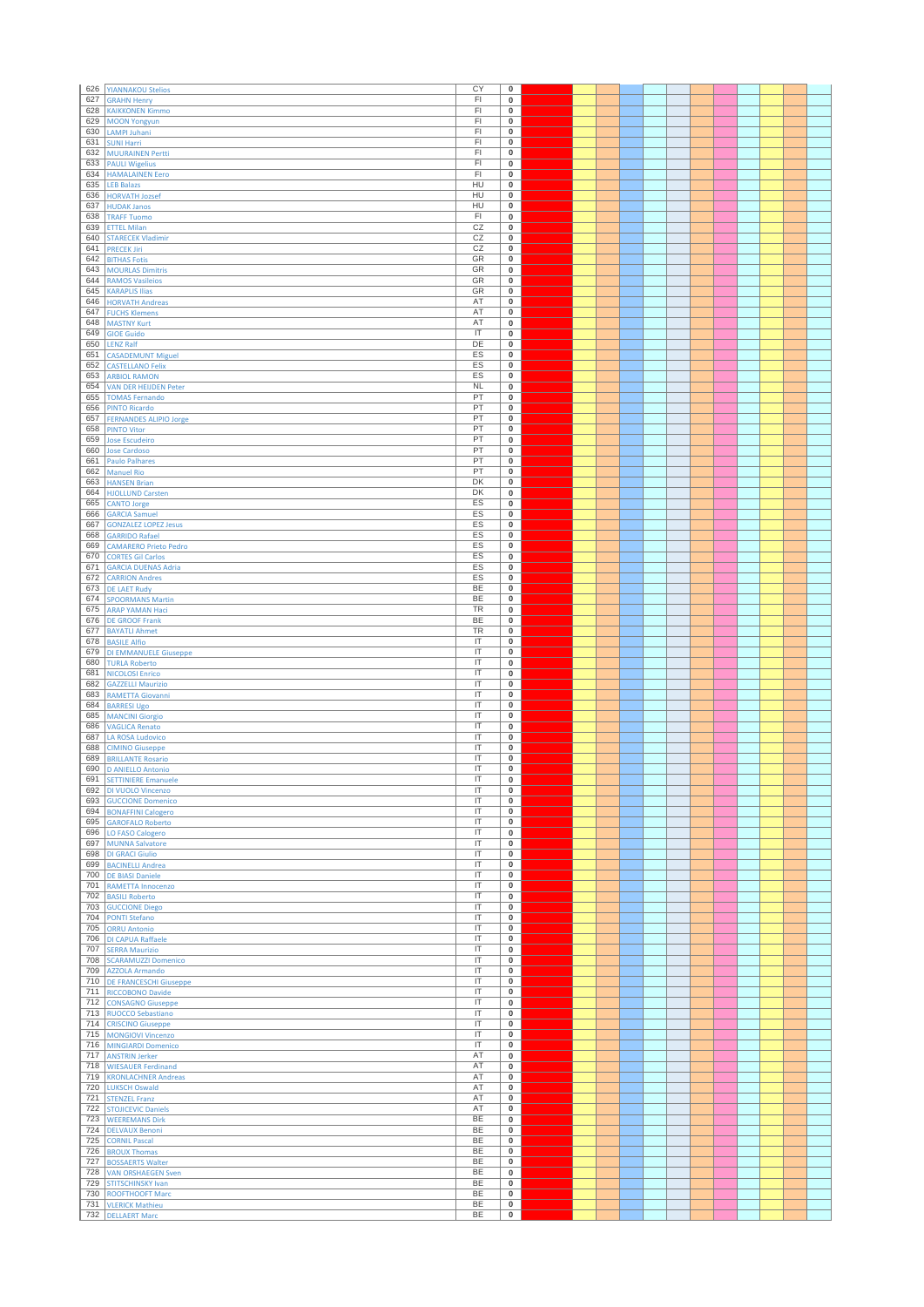| | | | | | | | | | | | | | | | |
|---|---|---|---|---|---|---|---|---|---|---|---|---|---|---|---|
| 626 | YIANNAKOU Stelios | CY | 0 | | | | | | | | | | | | |
| 627 | GRAHN Henry | FI | 0 | | | | | | | | | | | | |
| 628 | KAIKKONEN Kimmo | FI | 0 | | | | | | | | | | | | |
| 629 | MOON Yongyun | FI | 0 | | | | | | | | | | | | |
| 630 | LAMPI Juhani | FI | 0 | | | | | | | | | | | | |
| 631 | SUNI Harri | FI | 0 | | | | | | | | | | | | |
| 632 | MUURAINEN Pertti | FI | 0 | | | | | | | | | | | | |
| 633 | PAULI Wigelius | FI | 0 | | | | | | | | | | | | |
| 634 | HAMALAINEN Eero | FI | 0 | | | | | | | | | | | | |
| 635 | LEB Balazs | HU | 0 | | | | | | | | | | | | |
| 636 | HORVATH Jozsef | HU | 0 | | | | | | | | | | | | |
| 637 | HUDAK Janos | HU | 0 | | | | | | | | | | | | |
| 638 | TRAFF Tuomo | FI | 0 | | | | | | | | | | | | |
| 639 | ETTEL Milan | CZ | 0 | | | | | | | | | | | | |
| 640 | STARECEK Vladimir | CZ | 0 | | | | | | | | | | | | |
| 641 | PRECEK Jiri | CZ | 0 | | | | | | | | | | | | |
| 642 | BITHAS Fotis | GR | 0 | | | | | | | | | | | | |
| 643 | MOURLAS Dimitris | GR | 0 | | | | | | | | | | | | |
| 644 | RAMOS Vasileios | GR | 0 | | | | | | | | | | | | |
| 645 | KARAPLIS Ilias | GR | 0 | | | | | | | | | | | | |
| 646 | HORVATH Andreas | AT | 0 | | | | | | | | | | | | |
| 647 | FUCHS Klemens | AT | 0 | | | | | | | | | | | | |
| 648 | MASTNY Kurt | AT | 0 | | | | | | | | | | | | |
| 649 | GIOE Guido | IT | 0 | | | | | | | | | | | | |
| 650 | LENZ Ralf | DE | 0 | | | | | | | | | | | | |
| 651 | CASADEMUNT Miguel | ES | 0 | | | | | | | | | | | | |
| 652 | CASTELLANO Felix | ES | 0 | | | | | | | | | | | | |
| 653 | ARBIOL RAMON | ES | 0 | | | | | | | | | | | | |
| 654 | VAN DER HEIJDEN Peter | NL | 0 | | | | | | | | | | | | |
| 655 | TOMAS Fernando | PT | 0 | | | | | | | | | | | | |
| 656 | PINTO Ricardo | PT | 0 | | | | | | | | | | | | |
| 657 | FERNANDES ALIPIO Jorge | PT | 0 | | | | | | | | | | | | |
| 658 | PINTO Vitor | PT | 0 | | | | | | | | | | | | |
| 659 | Jose Escudeiro | PT | 0 | | | | | | | | | | | | |
| 660 | Jose Cardoso | PT | 0 | | | | | | | | | | | | |
| 661 | Paulo Palhares | PT | 0 | | | | | | | | | | | | |
| 662 | Manuel Rio | PT | 0 | | | | | | | | | | | | |
| 663 | HANSEN Brian | DK | 0 | | | | | | | | | | | | |
| 664 | HJOLLUND Carsten | DK | 0 | | | | | | | | | | | | |
| 665 | CANTO Jorge | ES | 0 | | | | | | | | | | | | |
| 666 | GARCIA Samuel | ES | 0 | | | | | | | | | | | | |
| 667 | GONZALEZ LOPEZ Jesus | ES | 0 | | | | | | | | | | | | |
| 668 | GARRIDO Rafael | ES | 0 | | | | | | | | | | | | |
| 669 | CAMARERO Prieto Pedro | ES | 0 | | | | | | | | | | | | |
| 670 | CORTES Gil Carlos | ES | 0 | | | | | | | | | | | | |
| 671 | GARCIA DUENAS Adria | ES | 0 | | | | | | | | | | | | |
| 672 | CARRION Andres | ES | 0 | | | | | | | | | | | | |
| 673 | DE LAET Rudy | BE | 0 | | | | | | | | | | | | |
| 674 | SPOORMANS Martin | BE | 0 | | | | | | | | | | | | |
| 675 | ARAP YAMAN Haci | TR | 0 | | | | | | | | | | | | |
| 676 | DE GROOF Frank | BE | 0 | | | | | | | | | | | | |
| 677 | BAYATLI Ahmet | TR | 0 | | | | | | | | | | | | |
| 678 | BASILE Alfio | IT | 0 | | | | | | | | | | | | |
| 679 | DI EMMANUELE Giuseppe | IT | 0 | | | | | | | | | | | | |
| 680 | TURLA Roberto | IT | 0 | | | | | | | | | | | | |
| 681 | NICOLOSI Enrico | IT | 0 | | | | | | | | | | | | |
| 682 | GAZZELLI Maurizio | IT | 0 | | | | | | | | | | | | |
| 683 | RAMETTA Giovanni | IT | 0 | | | | | | | | | | | | |
| 684 | BARRESI Ugo | IT | 0 | | | | | | | | | | | | |
| 685 | MANCINI Giorgio | IT | 0 | | | | | | | | | | | | |
| 686 | VAGLICA Renato | IT | 0 | | | | | | | | | | | | |
| 687 | LA ROSA Ludovico | IT | 0 | | | | | | | | | | | | |
| 688 | CIMINO Giuseppe | IT | 0 | | | | | | | | | | | | |
| 689 | BRILLANTE Rosario | IT | 0 | | | | | | | | | | | | |
| 690 | D ANIELLO Antonio | IT | 0 | | | | | | | | | | | | |
| 691 | SETTINIERE Emanuele | IT | 0 | | | | | | | | | | | | |
| 692 | DI VUOLO Vincenzo | IT | 0 | | | | | | | | | | | | |
| 693 | GUCCIONE Domenico | IT | 0 | | | | | | | | | | | | |
| 694 | BONAFFINI Calogero | IT | 0 | | | | | | | | | | | | |
| 695 | GAROFALO Roberto | IT | 0 | | | | | | | | | | | | |
| 696 | LO FASO Calogero | IT | 0 | | | | | | | | | | | | |
| 697 | MUNNA Salvatore | IT | 0 | | | | | | | | | | | | |
| 698 | DI GRACI Giulio | IT | 0 | | | | | | | | | | | | |
| 699 | BACINELLI Andrea | IT | 0 | | | | | | | | | | | | |
| 700 | DE BIASI Daniele | IT | 0 | | | | | | | | | | | | |
| 701 | RAMETTA Innocenzo | IT | 0 | | | | | | | | | | | | |
| 702 | BASILI Roberto | IT | 0 | | | | | | | | | | | | |
| 703 | GUCCIONE Diego | IT | 0 | | | | | | | | | | | | |
| 704 | PONTI Stefano | IT | 0 | | | | | | | | | | | | |
| 705 | ORRU Antonio | IT | 0 | | | | | | | | | | | | |
| 706 | DI CAPUA Raffaele | IT | 0 | | | | | | | | | | | | |
| 707 | SERRA Maurizio | IT | 0 | | | | | | | | | | | | |
| 708 | SCARAMUZZI Domenico | IT | 0 | | | | | | | | | | | | |
| 709 | AZZOLA Armando | IT | 0 | | | | | | | | | | | | |
| 710 | DE FRANCESCHI Giuseppe | IT | 0 | | | | | | | | | | | | |
| 711 | RICCOBONO Davide | IT | 0 | | | | | | | | | | | | |
| 712 | CONSAGNO Giuseppe | IT | 0 | | | | | | | | | | | | |
| 713 | RUOCCO Sebastiano | IT | 0 | | | | | | | | | | | | |
| 714 | CRISCINO Giuseppe | IT | 0 | | | | | | | | | | | | |
| 715 | MONGIOVI Vincenzo | IT | 0 | | | | | | | | | | | | |
| 716 | MINGIARDI Domenico | IT | 0 | | | | | | | | | | | | |
| 717 | ANSTRIN Jerker | AT | 0 | | | | | | | | | | | | |
| 718 | WIESAUER Ferdinand | AT | 0 | | | | | | | | | | | | |
| 719 | KRONLACHNER Andreas | AT | 0 | | | | | | | | | | | | |
| 720 | LUKSCH Oswald | AT | 0 | | | | | | | | | | | | |
| 721 | STENZEL Franz | AT | 0 | | | | | | | | | | | | |
| 722 | STOJICEVIC Daniels | AT | 0 | | | | | | | | | | | | |
| 723 | WEEREMANS Dirk | BE | 0 | | | | | | | | | | | | |
| 724 | DELVAUX Benoni | BE | 0 | | | | | | | | | | | | |
| 725 | CORNIL Pascal | BE | 0 | | | | | | | | | | | | |
| 726 | BROUX Thomas | BE | 0 | | | | | | | | | | | | |
| 727 | BOSSAERTS Walter | BE | 0 | | | | | | | | | | | | |
| 728 | VAN ORSHAEGEN Sven | BE | 0 | | | | | | | | | | | | |
| 729 | STITSCHINSKY Ivan | BE | 0 | | | | | | | | | | | | |
| 730 | ROOFTHOOFT Marc | BE | 0 | | | | | | | | | | | | |
| 731 | VLERICK Mathieu | BE | 0 | | | | | | | | | | | | |
| 732 | DELLAERT Marc | BE | 0 | | | | | | | | | | | | |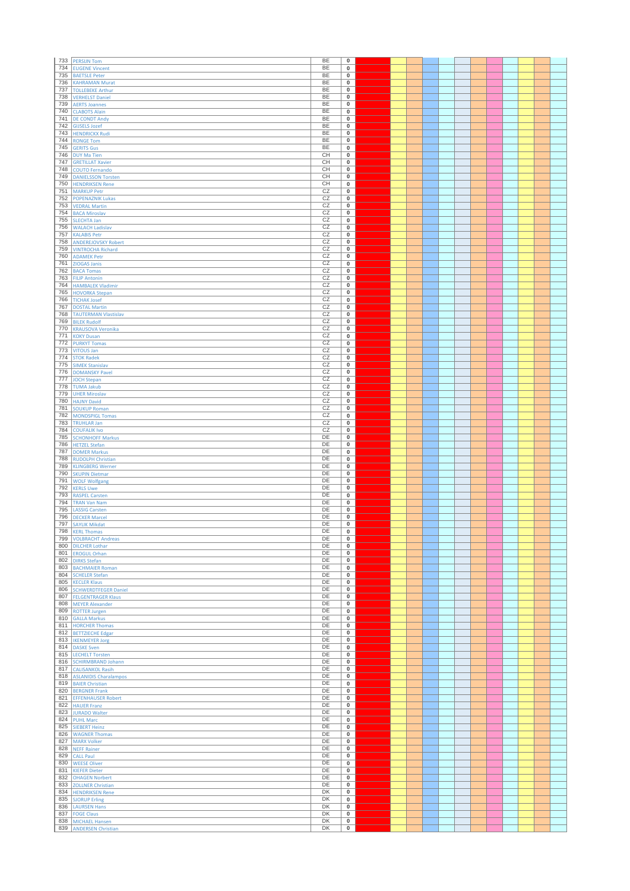| | | | | | | | | | | | | | | | |
|---|---|---|---|---|---|---|---|---|---|---|---|---|---|---|---|
| 733 | PERSIJN Tom | BE | 0 | | | | | | | | | | | | |
| 734 | EUGENE Vincent | BE | 0 | | | | | | | | | | | | |
| 735 | BAETSLE Peter | BE | 0 | | | | | | | | | | | | |
| 736 | KAHRAMAN Murat | BE | 0 | | | | | | | | | | | | |
| 737 | TOLLEBEKE Arthur | BE | 0 | | | | | | | | | | | | |
| 738 | VERHELST Daniel | BE | 0 | | | | | | | | | | | | |
| 739 | AERTS Joannes | BE | 0 | | | | | | | | | | | | |
| 740 | CLABOTS Alain | BE | 0 | | | | | | | | | | | | |
| 741 | DE CONDT Andy | BE | 0 | | | | | | | | | | | | |
| 742 | GIJSELS Jozef | BE | 0 | | | | | | | | | | | | |
| 743 | HENDRICKX Rudi | BE | 0 | | | | | | | | | | | | |
| 744 | RONGE Tom | BE | 0 | | | | | | | | | | | | |
| 745 | GERITS Gus | BE | 0 | | | | | | | | | | | | |
| 746 | DUY Ma Tien | CH | 0 | | | | | | | | | | | | |
| 747 | GRETILLAT Xavier | CH | 0 | | | | | | | | | | | | |
| 748 | COUTO Fernando | CH | 0 | | | | | | | | | | | | |
| 749 | DANIELSSON Torsten | CH | 0 | | | | | | | | | | | | |
| 750 | HENDRIKSEN Rene | CH | 0 | | | | | | | | | | | | |
| 751 | MARKUP Petr | CZ | 0 | | | | | | | | | | | | |
| 752 | POPENAZNIK Lukas | CZ | 0 | | | | | | | | | | | | |
| 753 | VEDRAL Martin | CZ | 0 | | | | | | | | | | | | |
| 754 | BACA Miroslav | CZ | 0 | | | | | | | | | | | | |
| 755 | SLECHTA Jan | CZ | 0 | | | | | | | | | | | | |
| 756 | WALACH Ladislav | CZ | 0 | | | | | | | | | | | | |
| 757 | KALABIS Petr | CZ | 0 | | | | | | | | | | | | |
| 758 | ANDEREJOVSKY Robert | CZ | 0 | | | | | | | | | | | | |
| 759 | VINTROCHA Richard | CZ | 0 | | | | | | | | | | | | |
| 760 | ADAMEK Petr | CZ | 0 | | | | | | | | | | | | |
| 761 | ZIOGAS Janis | CZ | 0 | | | | | | | | | | | | |
| 762 | BACA Tomas | CZ | 0 | | | | | | | | | | | | |
| 763 | FILIP Antonin | CZ | 0 | | | | | | | | | | | | |
| 764 | HAMBALEK Vladimir | CZ | 0 | | | | | | | | | | | | |
| 765 | HOVORKA Stepan | CZ | 0 | | | | | | | | | | | | |
| 766 | TICHAK Josef | CZ | 0 | | | | | | | | | | | | |
| 767 | DOSTAL Martin | CZ | 0 | | | | | | | | | | | | |
| 768 | TAUTERMAN Vlastislav | CZ | 0 | | | | | | | | | | | | |
| 769 | BILEK Rudolf | CZ | 0 | | | | | | | | | | | | |
| 770 | KRAUSOVA Veronika | CZ | 0 | | | | | | | | | | | | |
| 771 | KOKY Dusan | CZ | 0 | | | | | | | | | | | | |
| 772 | PURKYT Tomas | CZ | 0 | | | | | | | | | | | | |
| 773 | VITOUS Jan | CZ | 0 | | | | | | | | | | | | |
| 774 | STOK Radek | CZ | 0 | | | | | | | | | | | | |
| 775 | SIMEK Stanislav | CZ | 0 | | | | | | | | | | | | |
| 776 | DOMANSKY Pavel | CZ | 0 | | | | | | | | | | | | |
| 777 | JOCH Stepan | CZ | 0 | | | | | | | | | | | | |
| 778 | TUMA Jakub | CZ | 0 | | | | | | | | | | | | |
| 779 | UHER Miroslav | CZ | 0 | | | | | | | | | | | | |
| 780 | HAJNY David | CZ | 0 | | | | | | | | | | | | |
| 781 | SOUKUP Roman | CZ | 0 | | | | | | | | | | | | |
| 782 | MONDSPIGL Tomas | CZ | 0 | | | | | | | | | | | | |
| 783 | TRUHLAR Jan | CZ | 0 | | | | | | | | | | | | |
| 784 | COUFALIK Ivo | CZ | 0 | | | | | | | | | | | | |
| 785 | SCHONHOFF Markus | DE | 0 | | | | | | | | | | | | |
| 786 | HETZEL Stefan | DE | 0 | | | | | | | | | | | | |
| 787 | DOMER Markus | DE | 0 | | | | | | | | | | | | |
| 788 | RUDOLPH Christian | DE | 0 | | | | | | | | | | | | |
| 789 | KLINGBERG Werner | DE | 0 | | | | | | | | | | | | |
| 790 | SKUPIN Dietmar | DE | 0 | | | | | | | | | | | | |
| 791 | WOLF Wolfgang | DE | 0 | | | | | | | | | | | | |
| 792 | KERLS Uwe | DE | 0 | | | | | | | | | | | | |
| 793 | RASPEL Carsten | DE | 0 | | | | | | | | | | | | |
| 794 | TRAN Van Nam | DE | 0 | | | | | | | | | | | | |
| 795 | LASSIG Carsten | DE | 0 | | | | | | | | | | | | |
| 796 | DECKER Marcel | DE | 0 | | | | | | | | | | | | |
| 797 | SAYLIK Mikdat | DE | 0 | | | | | | | | | | | | |
| 798 | KERL Thomas | DE | 0 | | | | | | | | | | | | |
| 799 | VOLBRACHT Andreas | DE | 0 | | | | | | | | | | | | |
| 800 | DILCHER Lothar | DE | 0 | | | | | | | | | | | | |
| 801 | EROGUL Orhan | DE | 0 | | | | | | | | | | | | |
| 802 | DIRKS Stefan | DE | 0 | | | | | | | | | | | | |
| 803 | BACHMAIER Roman | DE | 0 | | | | | | | | | | | | |
| 804 | SCHELER Stefan | DE | 0 | | | | | | | | | | | | |
| 805 | KECLER Klaus | DE | 0 | | | | | | | | | | | | |
| 806 | SCHWERDTFEGER Daniel | DE | 0 | | | | | | | | | | | | |
| 807 | FELGENTRAGER Klaus | DE | 0 | | | | | | | | | | | | |
| 808 | MEYER Alexander | DE | 0 | | | | | | | | | | | | |
| 809 | ROTTER Jurgen | DE | 0 | | | | | | | | | | | | |
| 810 | GALLA Markus | DE | 0 | | | | | | | | | | | | |
| 811 | HORCHER Thomas | DE | 0 | | | | | | | | | | | | |
| 812 | BETTZIECHE Edgar | DE | 0 | | | | | | | | | | | | |
| 813 | IKENMEYER Jorg | DE | 0 | | | | | | | | | | | | |
| 814 | DASKE Sven | DE | 0 | | | | | | | | | | | | |
| 815 | LECHELT Torsten | DE | 0 | | | | | | | | | | | | |
| 816 | SCHIRMBRAND Johann | DE | 0 | | | | | | | | | | | | |
| 817 | CALISANKOL Rasih | DE | 0 | | | | | | | | | | | | |
| 818 | ASLANIDIS Charalampos | DE | 0 | | | | | | | | | | | | |
| 819 | BAIER Christian | DE | 0 | | | | | | | | | | | | |
| 820 | BERGNER Frank | DE | 0 | | | | | | | | | | | | |
| 821 | EFFENHAUSER Robert | DE | 0 | | | | | | | | | | | | |
| 822 | HAUER Franz | DE | 0 | | | | | | | | | | | | |
| 823 | JURADO Walter | DE | 0 | | | | | | | | | | | | |
| 824 | PUHL Marc | DE | 0 | | | | | | | | | | | | |
| 825 | SIEBERT Heinz | DE | 0 | | | | | | | | | | | | |
| 826 | WAGNER Thomas | DE | 0 | | | | | | | | | | | | |
| 827 | MARX Volker | DE | 0 | | | | | | | | | | | | |
| 828 | NEFF Rainer | DE | 0 | | | | | | | | | | | | |
| 829 | CALL Paul | DE | 0 | | | | | | | | | | | | |
| 830 | WEESE Oliver | DE | 0 | | | | | | | | | | | | |
| 831 | KIEFER Dieter | DE | 0 | | | | | | | | | | | | |
| 832 | OHAGEN Norbert | DE | 0 | | | | | | | | | | | | |
| 833 | ZOLLNER Christian | DE | 0 | | | | | | | | | | | | |
| 834 | HENDRIKSEN Rene | DK | 0 | | | | | | | | | | | | |
| 835 | SJORUP Erling | DK | 0 | | | | | | | | | | | | |
| 836 | LAURSEN Hans | DK | 0 | | | | | | | | | | | | |
| 837 | FOGE Claus | DK | 0 | | | | | | | | | | | | |
| 838 | MICHAEL Hansen | DK | 0 | | | | | | | | | | | | |
| 839 | ANDERSEN Christian | DK | 0 | | | | | | | | | | | | |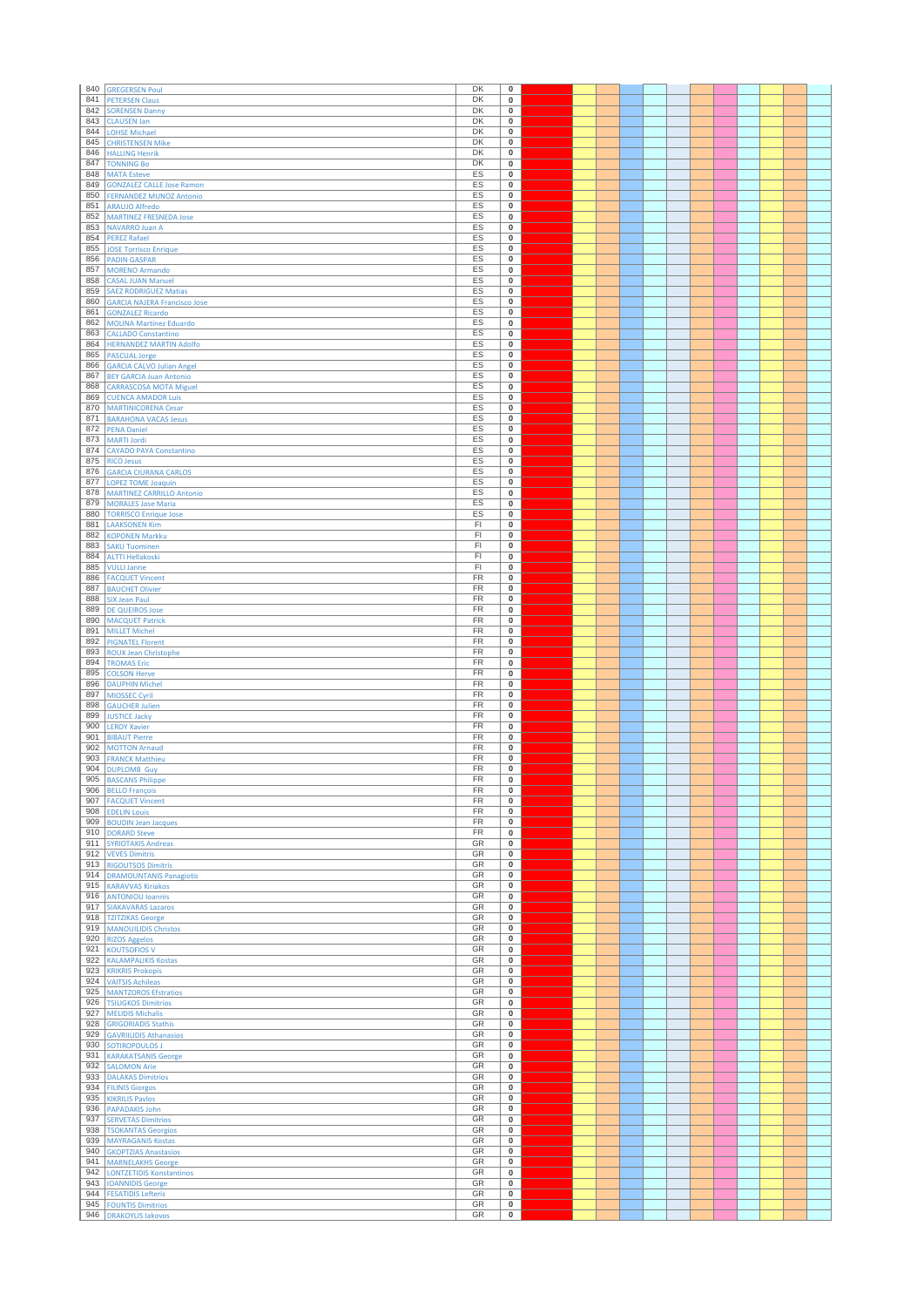| | | | | | | | | | | | | | | | |
|---|---|---|---|---|---|---|---|---|---|---|---|---|---|---|---|
| 840 | GREGERSEN Poul | DK | 0 | | | | | | | | | | | | |
| 841 | PETERSEN Claus | DK | 0 | | | | | | | | | | | | |
| 842 | SORENSEN Danny | DK | 0 | | | | | | | | | | | | |
| 843 | CLAUSEN Jan | DK | 0 | | | | | | | | | | | | |
| 844 | LOHSE Michael | DK | 0 | | | | | | | | | | | | |
| 845 | CHRISTENSEN Mike | DK | 0 | | | | | | | | | | | | |
| 846 | HALLING Henrik | DK | 0 | | | | | | | | | | | | |
| 847 | TONNING Bo | DK | 0 | | | | | | | | | | | | |
| 848 | MATA Esteve | ES | 0 | | | | | | | | | | | | |
| 849 | GONZALEZ CALLE Jose Ramon | ES | 0 | | | | | | | | | | | | |
| 850 | FERNANDEZ MUNOZ Antonio | ES | 0 | | | | | | | | | | | | |
| 851 | ARAUJO Alfredo | ES | 0 | | | | | | | | | | | | |
| 852 | MARTINEZ FRESNEDA Jose | ES | 0 | | | | | | | | | | | | |
| 853 | NAVARRO Juan A | ES | 0 | | | | | | | | | | | | |
| 854 | PEREZ Rafael | ES | 0 | | | | | | | | | | | | |
| 855 | JOSE Torrisco Enrique | ES | 0 | | | | | | | | | | | | |
| 856 | PADIN GASPAR | ES | 0 | | | | | | | | | | | | |
| 857 | MORENO Armando | ES | 0 | | | | | | | | | | | | |
| 858 | CASAL JUAN Manuel | ES | 0 | | | | | | | | | | | | |
| 859 | SAEZ RODRIGUEZ Matias | ES | 0 | | | | | | | | | | | | |
| 860 | GARCIA NAJERA Francisco Jose | ES | 0 | | | | | | | | | | | | |
| 861 | GONZALEZ Ricardo | ES | 0 | | | | | | | | | | | | |
| 862 | MOLINA Martinez Eduardo | ES | 0 | | | | | | | | | | | | |
| 863 | CALLADO Constantino | ES | 0 | | | | | | | | | | | | |
| 864 | HERNANDEZ MARTIN Adolfo | ES | 0 | | | | | | | | | | | | |
| 865 | PASCUAL Jorge | ES | 0 | | | | | | | | | | | | |
| 866 | GARCIA CALVO Julian Angel | ES | 0 | | | | | | | | | | | | |
| 867 | BEY GARCIA Juan Antonio | ES | 0 | | | | | | | | | | | | |
| 868 | CARRASCOSA MOTA Miguel | ES | 0 | | | | | | | | | | | | |
| 869 | CUENCA AMADOR Luis | ES | 0 | | | | | | | | | | | | |
| 870 | MARTINICORENA Cesar | ES | 0 | | | | | | | | | | | | |
| 871 | BARAHONA VACAS Jesus | ES | 0 | | | | | | | | | | | | |
| 872 | PENA Daniel | ES | 0 | | | | | | | | | | | | |
| 873 | MARTI Jordi | ES | 0 | | | | | | | | | | | | |
| 874 | CAYADO PAYA Constantino | ES | 0 | | | | | | | | | | | | |
| 875 | RICO Jesus | ES | 0 | | | | | | | | | | | | |
| 876 | GARCIA CIURANA CARLOS | ES | 0 | | | | | | | | | | | | |
| 877 | LOPEZ TOME Joaquin | ES | 0 | | | | | | | | | | | | |
| 878 | MARTINEZ CARRILLO Antonio | ES | 0 | | | | | | | | | | | | |
| 879 | MORALES Jose Maria | ES | 0 | | | | | | | | | | | | |
| 880 | TORRISCO Enrique Jose | ES | 0 | | | | | | | | | | | | |
| 881 | LAAKSONEN Kim | FI | 0 | | | | | | | | | | | | |
| 882 | KOPONEN Markku | FI | 0 | | | | | | | | | | | | |
| 883 | SAKU Tuominen | FI | 0 | | | | | | | | | | | | |
| 884 | ALTTI Hellakoski | FI | 0 | | | | | | | | | | | | |
| 885 | VULLI Janne | FI | 0 | | | | | | | | | | | | |
| 886 | FACQUET Vincent | FR | 0 | | | | | | | | | | | | |
| 887 | BAUCHET Olivier | FR | 0 | | | | | | | | | | | | |
| 888 | SIX Jean Paul | FR | 0 | | | | | | | | | | | | |
| 889 | DE QUEIROS Jose | FR | 0 | | | | | | | | | | | | |
| 890 | MACQUET Patrick | FR | 0 | | | | | | | | | | | | |
| 891 | MILLET Michel | FR | 0 | | | | | | | | | | | | |
| 892 | PIGNATEL Florent | FR | 0 | | | | | | | | | | | | |
| 893 | ROUX Jean Christophe | FR | 0 | | | | | | | | | | | | |
| 894 | TROMAS Eric | FR | 0 | | | | | | | | | | | | |
| 895 | COLSON Herve | FR | 0 | | | | | | | | | | | | |
| 896 | DAUPHIN Michel | FR | 0 | | | | | | | | | | | | |
| 897 | MIOSSEC Cyril | FR | 0 | | | | | | | | | | | | |
| 898 | GAUCHER Julien | FR | 0 | | | | | | | | | | | | |
| 899 | JUSTICE Jacky | FR | 0 | | | | | | | | | | | | |
| 900 | LEROY Xavier | FR | 0 | | | | | | | | | | | | |
| 901 | BIBAUT Pierre | FR | 0 | | | | | | | | | | | | |
| 902 | MOTTON Arnaud | FR | 0 | | | | | | | | | | | | |
| 903 | FRANCK Matthieu | FR | 0 | | | | | | | | | | | | |
| 904 | DUPLOMB Guy | FR | 0 | | | | | | | | | | | | |
| 905 | BASCANS Philippe | FR | 0 | | | | | | | | | | | | |
| 906 | BELLO François | FR | 0 | | | | | | | | | | | | |
| 907 | FACQUET Vincent | FR | 0 | | | | | | | | | | | | |
| 908 | EDELIN Louis | FR | 0 | | | | | | | | | | | | |
| 909 | BOUDIN Jean Jacques | FR | 0 | | | | | | | | | | | | |
| 910 | DORARD Steve | FR | 0 | | | | | | | | | | | | |
| 911 | SYRIOTAKIS Andreas | GR | 0 | | | | | | | | | | | | |
| 912 | VEVES Dimitris | GR | 0 | | | | | | | | | | | | |
| 913 | RIGOUTSOS Dimitris | GR | 0 | | | | | | | | | | | | |
| 914 | DRAMOUNTANIS Panagiotis | GR | 0 | | | | | | | | | | | | |
| 915 | KARAVVAS Kiriakos | GR | 0 | | | | | | | | | | | | |
| 916 | ANTONIOU Ioannis | GR | 0 | | | | | | | | | | | | |
| 917 | SIAKAVARAS Lazaros | GR | 0 | | | | | | | | | | | | |
| 918 | TZITZIKAS George | GR | 0 | | | | | | | | | | | | |
| 919 | MANOUILIDIS Christos | GR | 0 | | | | | | | | | | | | |
| 920 | RIZOS Aggelos | GR | 0 | | | | | | | | | | | | |
| 921 | KOUTSOFIOS V | GR | 0 | | | | | | | | | | | | |
| 922 | KALAMPALIKIS Kostas | GR | 0 | | | | | | | | | | | | |
| 923 | KRIKRIS Prokopis | GR | 0 | | | | | | | | | | | | |
| 924 | VAITSIS Achileas | GR | 0 | | | | | | | | | | | | |
| 925 | MANTZOROS Efstratios | GR | 0 | | | | | | | | | | | | |
| 926 | TSILIGKOS Dimitrios | GR | 0 | | | | | | | | | | | | |
| 927 | MELIDIS Michalis | GR | 0 | | | | | | | | | | | | |
| 928 | GRIGORIADIS Stathis | GR | 0 | | | | | | | | | | | | |
| 929 | GAVRIILIDIS Athanasios | GR | 0 | | | | | | | | | | | | |
| 930 | SOTIROPOULOS J | GR | 0 | | | | | | | | | | | | |
| 931 | KARAKATSANIS George | GR | 0 | | | | | | | | | | | | |
| 932 | SALOMON Arie | GR | 0 | | | | | | | | | | | | |
| 933 | DALAKAS Dimitrios | GR | 0 | | | | | | | | | | | | |
| 934 | FILINIS Giorgos | GR | 0 | | | | | | | | | | | | |
| 935 | KIKRILIS Pavlos | GR | 0 | | | | | | | | | | | | |
| 936 | PAPADAKIS John | GR | 0 | | | | | | | | | | | | |
| 937 | SERVETAS Dimitrios | GR | 0 | | | | | | | | | | | | |
| 938 | TSOKANTAS Georgios | GR | 0 | | | | | | | | | | | | |
| 939 | MAYRAGANIS Kostas | GR | 0 | | | | | | | | | | | | |
| 940 | GKOPTZIAS Anastasios | GR | 0 | | | | | | | | | | | | |
| 941 | MARNELAKHS George | GR | 0 | | | | | | | | | | | | |
| 942 | LONTZETIDIS Konstantinos | GR | 0 | | | | | | | | | | | | |
| 943 | IOANNIDIS George | GR | 0 | | | | | | | | | | | | |
| 944 | FESATIDIS Lefteris | GR | 0 | | | | | | | | | | | | |
| 945 | FOUNTIS Dimitrios | GR | 0 | | | | | | | | | | | | |
| 946 | DRAKOYLIS Iakovos | GR | 0 | | | | | | | | | | | | |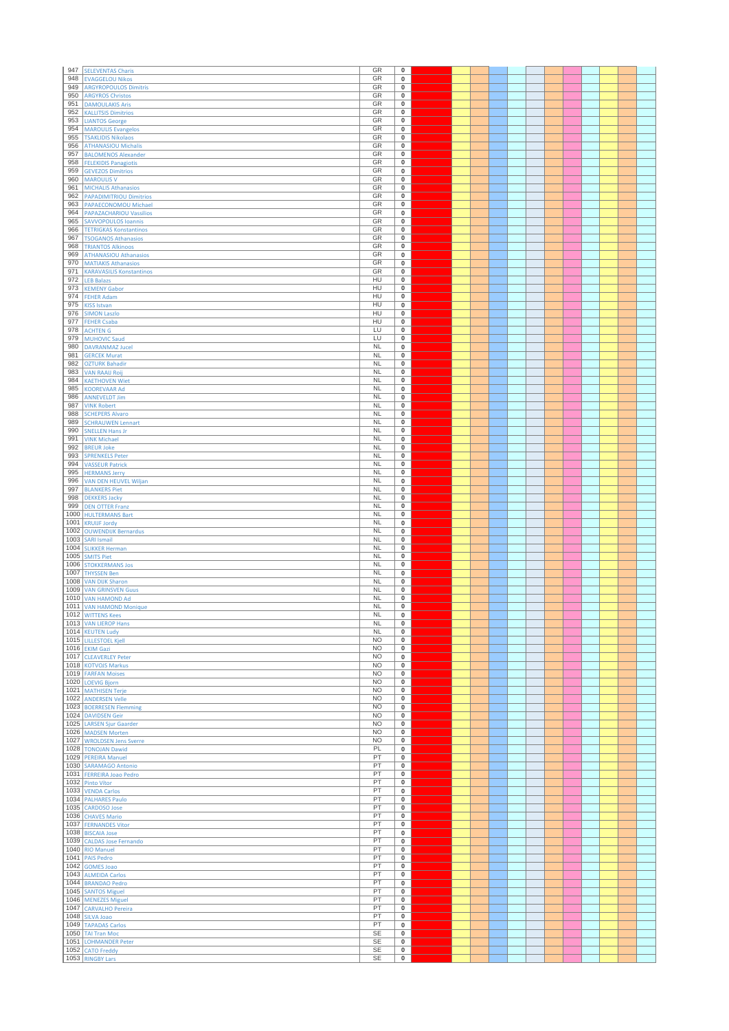| | | | | | | | | | | | | | | | | | |
|---|---|---|---|---|---|---|---|---|---|---|---|---|---|---|---|---|---|
| 947 | SELEVENTAS Charis | GR | 0 | | | | | | | | | | | | | | |
| 948 | EVAGGELOU Nikos | GR | 0 | | | | | | | | | | | | | | |
| 949 | ARGYROPOULOS Dimitris | GR | 0 | | | | | | | | | | | | | | |
| 950 | ARGYROS Christos | GR | 0 | | | | | | | | | | | | | | |
| 951 | DAMOULAKIS Aris | GR | 0 | | | | | | | | | | | | | | |
| 952 | KALLITSIS Dimitrios | GR | 0 | | | | | | | | | | | | | | |
| 953 | LIANTOS George | GR | 0 | | | | | | | | | | | | | | |
| 954 | MAROULIS Evangelos | GR | 0 | | | | | | | | | | | | | | |
| 955 | TSAKLIDIS Nikolaos | GR | 0 | | | | | | | | | | | | | | |
| 956 | ATHANASIOU Michalis | GR | 0 | | | | | | | | | | | | | | |
| 957 | BALOMENOS Alexander | GR | 0 | | | | | | | | | | | | | | |
| 958 | FELEKIDIS Panagiotis | GR | 0 | | | | | | | | | | | | | | |
| 959 | GEVEZOS Dimitrios | GR | 0 | | | | | | | | | | | | | | |
| 960 | MAROULIS V | GR | 0 | | | | | | | | | | | | | | |
| 961 | MICHALIS Athanasios | GR | 0 | | | | | | | | | | | | | | |
| 962 | PAPADIMITRIOU Dimitrios | GR | 0 | | | | | | | | | | | | | | |
| 963 | PAPAECONOMOU Michael | GR | 0 | | | | | | | | | | | | | | |
| 964 | PAPAZACHARIOU Vassilios | GR | 0 | | | | | | | | | | | | | | |
| 965 | SAVVOPOULOS Ioannis | GR | 0 | | | | | | | | | | | | | | |
| 966 | TETRIGKAS Konstantinos | GR | 0 | | | | | | | | | | | | | | |
| 967 | TSOGANOS Athanasios | GR | 0 | | | | | | | | | | | | | | |
| 968 | TRIANTOS Alkinoos | GR | 0 | | | | | | | | | | | | | | |
| 969 | ATHANASIOU Athanasios | GR | 0 | | | | | | | | | | | | | | |
| 970 | MATIAKIS Athanasios | GR | 0 | | | | | | | | | | | | | | |
| 971 | KARAVASILIS Konstantinos | GR | 0 | | | | | | | | | | | | | | |
| 972 | LEB Balazs | HU | 0 | | | | | | | | | | | | | | |
| 973 | KEMENY Gabor | HU | 0 | | | | | | | | | | | | | | |
| 974 | FEHER Adam | HU | 0 | | | | | | | | | | | | | | |
| 975 | KISS Istvan | HU | 0 | | | | | | | | | | | | | | |
| 976 | SIMON Laszlo | HU | 0 | | | | | | | | | | | | | | |
| 977 | FEHER Csaba | HU | 0 | | | | | | | | | | | | | | |
| 978 | ACHTEN G | LU | 0 | | | | | | | | | | | | | | |
| 979 | MUHOVIC Saud | LU | 0 | | | | | | | | | | | | | | |
| 980 | DAVRANMAZ Jucel | NL | 0 | | | | | | | | | | | | | | |
| 981 | GERCEK Murat | NL | 0 | | | | | | | | | | | | | | |
| 982 | OZTURK Bahadir | NL | 0 | | | | | | | | | | | | | | |
| 983 | VAN RAAIJ Roij | NL | 0 | | | | | | | | | | | | | | |
| 984 | KAETHOVEN Wiet | NL | 0 | | | | | | | | | | | | | | |
| 985 | KOOREVAAR Ad | NL | 0 | | | | | | | | | | | | | | |
| 986 | ANNEVELDT Jim | NL | 0 | | | | | | | | | | | | | | |
| 987 | VINK Robert | NL | 0 | | | | | | | | | | | | | | |
| 988 | SCHEPERS Alvaro | NL | 0 | | | | | | | | | | | | | | |
| 989 | SCHRAUWEN Lennart | NL | 0 | | | | | | | | | | | | | | |
| 990 | SNELLEN Hans Jr | NL | 0 | | | | | | | | | | | | | | |
| 991 | VINK Michael | NL | 0 | | | | | | | | | | | | | | |
| 992 | BREUR Joke | NL | 0 | | | | | | | | | | | | | | |
| 993 | SPRENKELS Peter | NL | 0 | | | | | | | | | | | | | | |
| 994 | VASSEUR Patrick | NL | 0 | | | | | | | | | | | | | | |
| 995 | HERMANS Jerry | NL | 0 | | | | | | | | | | | | | | |
| 996 | VAN DEN HEUVEL Wiljan | NL | 0 | | | | | | | | | | | | | | |
| 997 | BLANKERS Piet | NL | 0 | | | | | | | | | | | | | | |
| 998 | DEKKERS Jacky | NL | 0 | | | | | | | | | | | | | | |
| 999 | DEN OTTER Franz | NL | 0 | | | | | | | | | | | | | | |
| 1000 | HULTERMANS Bart | NL | 0 | | | | | | | | | | | | | | |
| 1001 | KRUIJF Jordy | NL | 0 | | | | | | | | | | | | | | |
| 1002 | OUWENDIJK Bernardus | NL | 0 | | | | | | | | | | | | | | |
| 1003 | SARI Ismail | NL | 0 | | | | | | | | | | | | | | |
| 1004 | SLIKKER Herman | NL | 0 | | | | | | | | | | | | | | |
| 1005 | SMITS Piet | NL | 0 | | | | | | | | | | | | | | |
| 1006 | STOKKERMANS Jos | NL | 0 | | | | | | | | | | | | | | |
| 1007 | THYSSEN Ben | NL | 0 | | | | | | | | | | | | | | |
| 1008 | VAN DIJK Sharon | NL | 0 | | | | | | | | | | | | | | |
| 1009 | VAN GRINSVEN Guus | NL | 0 | | | | | | | | | | | | | | |
| 1010 | VAN HAMOND Ad | NL | 0 | | | | | | | | | | | | | | |
| 1011 | VAN HAMOND Monique | NL | 0 | | | | | | | | | | | | | | |
| 1012 | WITTENS Kees | NL | 0 | | | | | | | | | | | | | | |
| 1013 | VAN LIEROP Hans | NL | 0 | | | | | | | | | | | | | | |
| 1014 | KEUTEN Ludy | NL | 0 | | | | | | | | | | | | | | |
| 1015 | LILLESTOEL Kjell | NO | 0 | | | | | | | | | | | | | | |
| 1016 | EKIM Gazi | NO | 0 | | | | | | | | | | | | | | |
| 1017 | CLEAVERLEY Peter | NO | 0 | | | | | | | | | | | | | | |
| 1018 | KOTVOJS Markus | NO | 0 | | | | | | | | | | | | | | |
| 1019 | FARFAN Moises | NO | 0 | | | | | | | | | | | | | | |
| 1020 | LOEVIG Bjorn | NO | 0 | | | | | | | | | | | | | | |
| 1021 | MATHISEN Terje | NO | 0 | | | | | | | | | | | | | | |
| 1022 | ANDERSEN Velle | NO | 0 | | | | | | | | | | | | | | |
| 1023 | BOERRESEN Flemming | NO | 0 | | | | | | | | | | | | | | |
| 1024 | DAVIDSEN Geir | NO | 0 | | | | | | | | | | | | | | |
| 1025 | LARSEN Sjur Gaarder | NO | 0 | | | | | | | | | | | | | | |
| 1026 | MADSEN Morten | NO | 0 | | | | | | | | | | | | | | |
| 1027 | WROLDSEN Jens Sverre | NO | 0 | | | | | | | | | | | | | | |
| 1028 | TONOJAN Dawid | PL | 0 | | | | | | | | | | | | | | |
| 1029 | PEREIRA Manuel | PT | 0 | | | | | | | | | | | | | | |
| 1030 | SARAMAGO Antonio | PT | 0 | | | | | | | | | | | | | | |
| 1031 | FERREIRA Joao Pedro | PT | 0 | | | | | | | | | | | | | | |
| 1032 | Pinto Vitor | PT | 0 | | | | | | | | | | | | | | |
| 1033 | VENDA Carlos | PT | 0 | | | | | | | | | | | | | | |
| 1034 | PALHARES Paulo | PT | 0 | | | | | | | | | | | | | | |
| 1035 | CARDOSO Jose | PT | 0 | | | | | | | | | | | | | | |
| 1036 | CHAVES Mario | PT | 0 | | | | | | | | | | | | | | |
| 1037 | FERNANDES Vitor | PT | 0 | | | | | | | | | | | | | | |
| 1038 | BISCAIA Jose | PT | 0 | | | | | | | | | | | | | | |
| 1039 | CALDAS Jose Fernando | PT | 0 | | | | | | | | | | | | | | |
| 1040 | RIO Manuel | PT | 0 | | | | | | | | | | | | | | |
| 1041 | PAIS Pedro | PT | 0 | | | | | | | | | | | | | | |
| 1042 | GOMES Joao | PT | 0 | | | | | | | | | | | | | | |
| 1043 | ALMEIDA Carlos | PT | 0 | | | | | | | | | | | | | | |
| 1044 | BRANDAO Pedro | PT | 0 | | | | | | | | | | | | | | |
| 1045 | SANTOS Miguel | PT | 0 | | | | | | | | | | | | | | |
| 1046 | MENEZES Miguel | PT | 0 | | | | | | | | | | | | | | |
| 1047 | CARVALHO Pereira | PT | 0 | | | | | | | | | | | | | | |
| 1048 | SILVA Joao | PT | 0 | | | | | | | | | | | | | | |
| 1049 | TAPADAS Carlos | PT | 0 | | | | | | | | | | | | | | |
| 1050 | TAI Tran Moc | SE | 0 | | | | | | | | | | | | | | |
| 1051 | LOHMANDER Peter | SE | 0 | | | | | | | | | | | | | | |
| 1052 | CATO Freddy | SE | 0 | | | | | | | | | | | | | | |
| 1053 | RINGBY Lars | SE | 0 | | | | | | | | | | | | | | |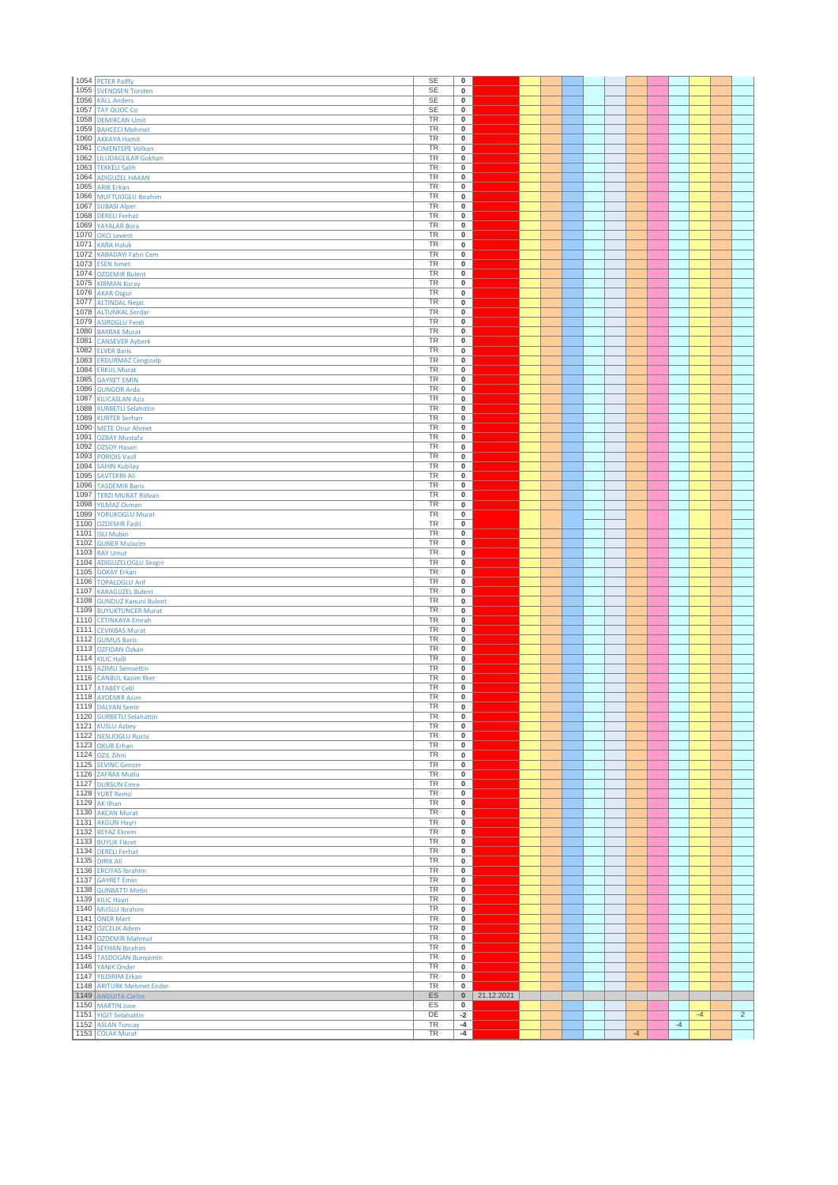| | | | | | | | | | | | | | | | |
|---|---|---|---|---|---|---|---|---|---|---|---|---|---|---|---|
| 1054 | PETER Palffy | SE | 0 | | | | | | | | | | | | |
| 1055 | SVENDSEN Torsten | SE | 0 | | | | | | | | | | | | |
| 1056 | KALL Anders | SE | 0 | | | | | | | | | | | | |
| 1057 | TAY QUOC Co | SE | 0 | | | | | | | | | | | | |
| 1058 | DEMIRCAN Umit | TR | 0 | | | | | | | | | | | | |
| 1059 | BAHCECI Mehmet | TR | 0 | | | | | | | | | | | | |
| 1060 | AKKAYA Hamit | TR | 0 | | | | | | | | | | | | |
| 1061 | CIMENTEPE Volkan | TR | 0 | | | | | | | | | | | | |
| 1062 | ULUDAGLILAR Gokhan | TR | 0 | | | | | | | | | | | | |
| 1063 | TEKKELI Salih | TR | 0 | | | | | | | | | | | | |
| 1064 | ADIGUZEL HAKAN | TR | 0 | | | | | | | | | | | | |
| 1065 | ARIK Erkan | TR | 0 | | | | | | | | | | | | |
| 1066 | MUFTUOGLU Ibrahim | TR | 0 | | | | | | | | | | | | |
| 1067 | SUBASI Alper | TR | 0 | | | | | | | | | | | | |
| 1068 | DERELI Ferhat | TR | 0 | | | | | | | | | | | | |
| 1069 | YAYALAR Bora | TR | 0 | | | | | | | | | | | | |
| 1070 | OKCI Levent | TR | 0 | | | | | | | | | | | | |
| 1071 | KARA Haluk | TR | 0 | | | | | | | | | | | | |
| 1072 | KABADAYI Fahri Cem | TR | 0 | | | | | | | | | | | | |
| 1073 | ESEN Ismet | TR | 0 | | | | | | | | | | | | |
| 1074 | OZDEMIR Bulent | TR | 0 | | | | | | | | | | | | |
| 1075 | KIRMAN Koray | TR | 0 | | | | | | | | | | | | |
| 1076 | AKAR Ozgur | TR | 0 | | | | | | | | | | | | |
| 1077 | ALTINDAL Nejat | TR | 0 | | | | | | | | | | | | |
| 1078 | ALTUNKAL Serdar | TR | 0 | | | | | | | | | | | | |
| 1079 | ASIROGLU Ferdi | TR | 0 | | | | | | | | | | | | |
| 1080 | BAYRAK Murat | TR | 0 | | | | | | | | | | | | |
| 1081 | CANSEVER Ayberk | TR | 0 | | | | | | | | | | | | |
| 1082 | ELVER Baris | TR | 0 | | | | | | | | | | | | |
| 1083 | ERDURMAZ Cengizalp | TR | 0 | | | | | | | | | | | | |
| 1084 | ERKUL Murat | TR | 0 | | | | | | | | | | | | |
| 1085 | GAYRET EMİN | TR | 0 | | | | | | | | | | | | |
| 1086 | GUNGOR Arda | TR | 0 | | | | | | | | | | | | |
| 1087 | KILICASLAN Aziz | TR | 0 | | | | | | | | | | | | |
| 1088 | KURBETLI Selahittin | TR | 0 | | | | | | | | | | | | |
| 1089 | KURTER Serhan | TR | 0 | | | | | | | | | | | | |
| 1090 | METE Onur Ahmet | TR | 0 | | | | | | | | | | | | |
| 1091 | OZBAY Mustafa | TR | 0 | | | | | | | | | | | | |
| 1092 | OZSOY Hasan | TR | 0 | | | | | | | | | | | | |
| 1093 | PORIDIS Vasil | TR | 0 | | | | | | | | | | | | |
| 1094 | SAHIN Kubilay | TR | 0 | | | | | | | | | | | | |
| 1095 | SAVTEKIN Ali | TR | 0 | | | | | | | | | | | | |
| 1096 | TASDEMIR Baris | TR | 0 | | | | | | | | | | | | |
| 1097 | TERZI MURAT Ridvan | TR | 0 | | | | | | | | | | | | |
| 1098 | YILMAZ Osman | TR | 0 | | | | | | | | | | | | |
| 1099 | YORUKOGLU Murat | TR | 0 | | | | | | | | | | | | |
| 1100 | OZDEMIR Fadil | TR | 0 | | | | | | | | | | | | |
| 1101 | ISLI Mubin | TR | 0 | | | | | | | | | | | | |
| 1102 | GUNER Mulazim | TR | 0 | | | | | | | | | | | | |
| 1103 | RAY Umut | TR | 0 | | | | | | | | | | | | |
| 1104 | ADIGUZELOGLU Sezgin | TR | 0 | | | | | | | | | | | | |
| 1105 | GOKAY Erkan | TR | 0 | | | | | | | | | | | | |
| 1106 | TOPALOGLU Arif | TR | 0 | | | | | | | | | | | | |
| 1107 | KARAGUZEL Bulent | TR | 0 | | | | | | | | | | | | |
| 1108 | GUNDUZ Kanuni Bulent | TR | 0 | | | | | | | | | | | | |
| 1109 | BUYUKTUNCER Murat | TR | 0 | | | | | | | | | | | | |
| 1110 | CETINKAYA Emrah | TR | 0 | | | | | | | | | | | | |
| 1111 | CEVIKBAS Murat | TR | 0 | | | | | | | | | | | | |
| 1112 | GUMUS Baris | TR | 0 | | | | | | | | | | | | |
| 1113 | OZFIDAN Ozkan | TR | 0 | | | | | | | | | | | | |
| 1114 | KILIC Halil | TR | 0 | | | | | | | | | | | | |
| 1115 | AZIMLI Semsettin | TR | 0 | | | | | | | | | | | | |
| 1116 | CANBUL Kazim Ilker | TR | 0 | | | | | | | | | | | | |
| 1117 | ATABEY Celil | TR | 0 | | | | | | | | | | | | |
| 1118 | AYDEMIR Asim | TR | 0 | | | | | | | | | | | | |
| 1119 | DALYAN Semir | TR | 0 | | | | | | | | | | | | |
| 1120 | GURBETLI Selahattin | TR | 0 | | | | | | | | | | | | |
| 1121 | KUSLU Azbey | TR | 0 | | | | | | | | | | | | |
| 1122 | NESLIOGLU Rustu | TR | 0 | | | | | | | | | | | | |
| 1123 | OKUR Erhan | TR | 0 | | | | | | | | | | | | |
| 1124 | OZIL Zihni | TR | 0 | | | | | | | | | | | | |
| 1125 | SEVINC Gencer | TR | 0 | | | | | | | | | | | | |
| 1126 | ZAFRAK Mutlu | TR | 0 | | | | | | | | | | | | |
| 1127 | DURSUN Emre | TR | 0 | | | | | | | | | | | | |
| 1128 | YURT Remzi | TR | 0 | | | | | | | | | | | | |
| 1129 | AK Ilhan | TR | 0 | | | | | | | | | | | | |
| 1130 | AKCAN Murat | TR | 0 | | | | | | | | | | | | |
| 1131 | AKGUN Hayri | TR | 0 | | | | | | | | | | | | |
| 1132 | BEYAZ Ekrem | TR | 0 | | | | | | | | | | | | |
| 1133 | BUYUK Fikret | TR | 0 | | | | | | | | | | | | |
| 1134 | DERELI Ferhat | TR | 0 | | | | | | | | | | | | |
| 1135 | DIRIK Ali | TR | 0 | | | | | | | | | | | | |
| 1136 | ERCIYAS Ibrahim | TR | 0 | | | | | | | | | | | | |
| 1137 | GAYRET Emin | TR | 0 | | | | | | | | | | | | |
| 1138 | GUNBATTI Metin | TR | 0 | | | | | | | | | | | | |
| 1139 | KILIC Hayri | TR | 0 | | | | | | | | | | | | |
| 1140 | MUSLU Ibrahim | TR | 0 | | | | | | | | | | | | |
| 1141 | ONER Mert | TR | 0 | | | | | | | | | | | | |
| 1142 | OZCELIK Adem | TR | 0 | | | | | | | | | | | | |
| 1143 | OZDEMIR Mahmut | TR | 0 | | | | | | | | | | | | |
| 1144 | SEYHAN Ibrahim | TR | 0 | | | | | | | | | | | | |
| 1145 | TASDOGAN Bunyamin | TR | 0 | | | | | | | | | | | | |
| 1146 | YANIK Onder | TR | 0 | | | | | | | | | | | | |
| 1147 | YILDIRIM Erkan | TR | 0 | | | | | | | | | | | | |
| 1148 | ARITURK Mehmet Ender | TR | 0 | | | | | | | | | | | | |
| 1149 | ANGUITA Carlos | ES | 0 | 21.12.2021 | | | | | | | | | | | |
| 1150 | MARTIN Jose | ES | 0 | | | | | | | | | | | | |
| 1151 | YIGIT Selahattin | DE | -2 | | | | | | | | | | -4 | | 2 |
| 1152 | ASLAN Tuncay | TR | -4 | | | | | | | | | -4 | | | |
| 1153 | COLAK Murat | TR | -4 | | | | | | | -4 | | | | | |